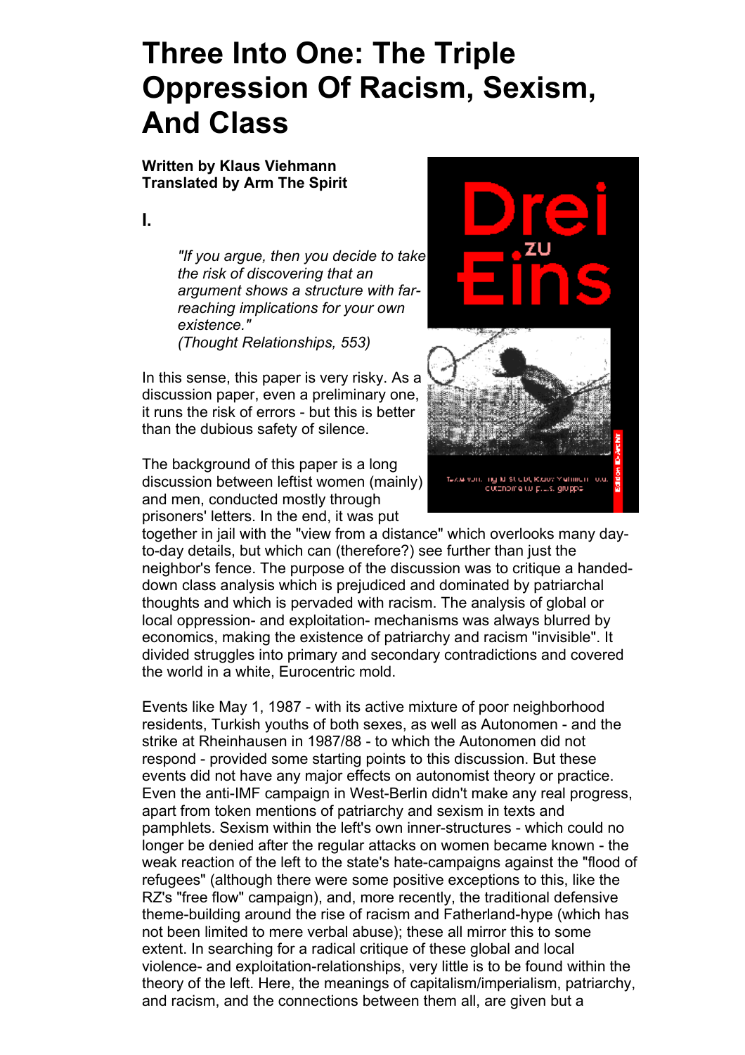# Three Into One: The Triple Oppression Of Racism, Sexism, And Class

**Written by Klaus Viehmann**
**Translated by Arm The Spirit**

**I.**

> *"If you argue, then you decide to take the risk of discovering that an argument shows a structure with far-reaching implications for your own existence."*
> *(Thought Relationships, 553)*

In this sense, this paper is very risky. As a discussion paper, even a preliminary one, it runs the risk of errors - but this is better than the dubious safety of silence.

The background of this paper is a long discussion between leftist women (mainly) and men, conducted mostly through prisoners' letters. In the end, it was put together in jail with the "view from a distance" which overlooks many day-to-day details, but which can (therefore?) see further than just the neighbor's fence. The purpose of the discussion was to critique a handed-down class analysis which is prejudiced and dominated by patriarchal thoughts and which is pervaded with racism. The analysis of global or local oppression- and exploitation- mechanisms was always blurred by economics, making the existence of patriarchy and racism "invisible". It divided struggles into primary and secondary contradictions and covered the world in a white, Eurocentric mold.

Events like May 1, 1987 - with its active mixture of poor neighborhood residents, Turkish youths of both sexes, as well as Autonomen - and the strike at Rheinhausen in 1987/88 - to which the Autonomen did not respond - provided some starting points to this discussion. But these events did not have any major effects on autonomist theory or practice. Even the anti-IMF campaign in West-Berlin didn't make any real progress, apart from token mentions of patriarchy and sexism in texts and pamphlets. Sexism within the left's own inner-structures - which could no longer be denied after the regular attacks on women became known - the weak reaction of the left to the state's hate-campaigns against the "flood of refugees" (although there were some positive exceptions to this, like the RZ's "free flow" campaign), and, more recently, the traditional defensive theme-building around the rise of racism and Fatherland-hype (which has not been limited to mere verbal abuse); these all mirror this to some extent. In searching for a radical critique of these global and local violence- and exploitation-relationships, very little is to be found within the theory of the left. Here, the meanings of capitalism/imperialism, patriarchy, and racism, and the connections between them all, are given but a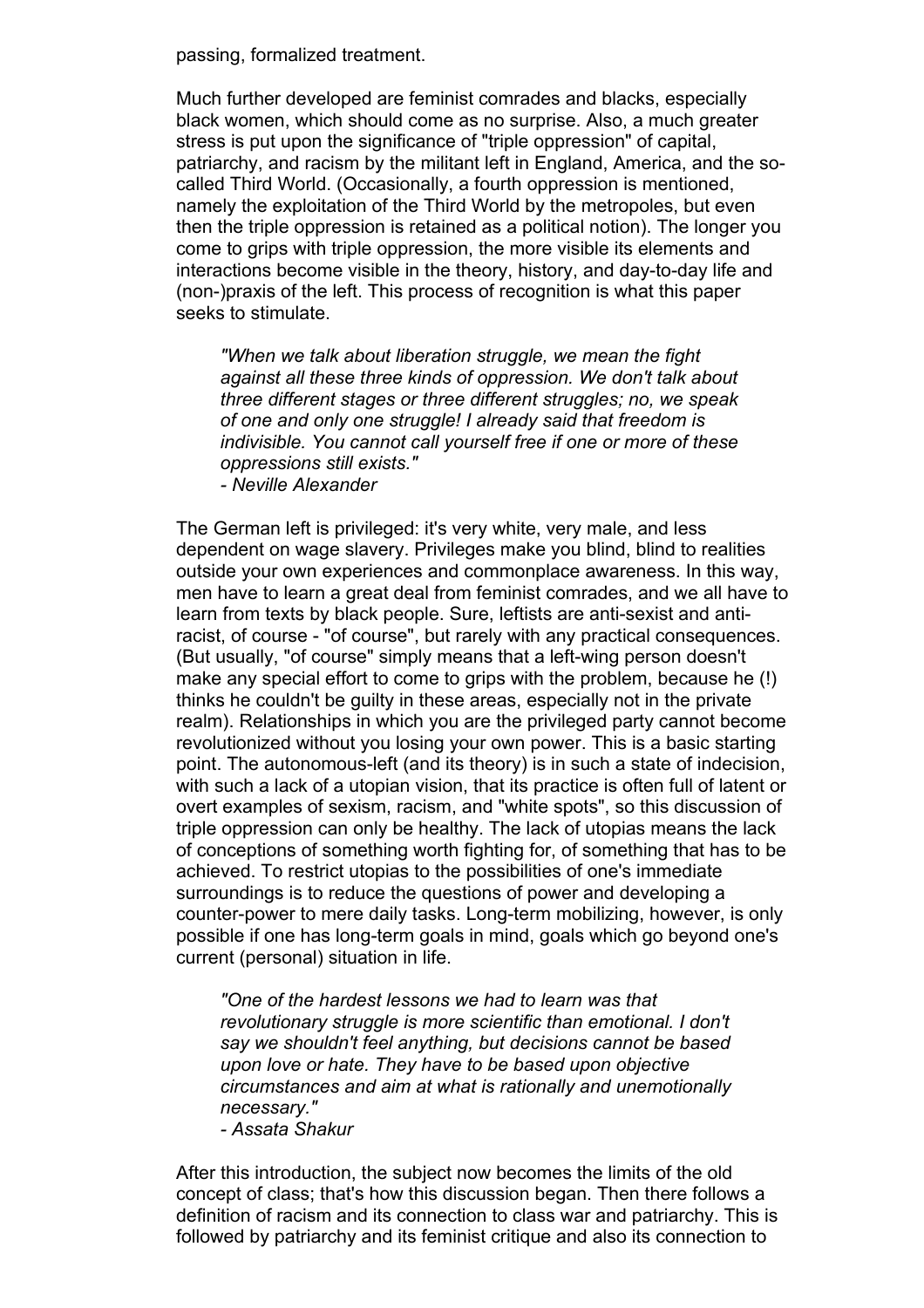passing, formalized treatment.

Much further developed are feminist comrades and blacks, especially black women, which should come as no surprise. Also, a much greater stress is put upon the significance of "triple oppression" of capital, patriarchy, and racism by the militant left in England, America, and the so-called Third World. (Occasionally, a fourth oppression is mentioned, namely the exploitation of the Third World by the metropoles, but even then the triple oppression is retained as a political notion). The longer you come to grips with triple oppression, the more visible its elements and interactions become visible in the theory, history, and day-to-day life and (non-)praxis of the left. This process of recognition is what this paper seeks to stimulate.

> *"When we talk about liberation struggle, we mean the fight against all these three kinds of oppression. We don't talk about three different stages or three different struggles; no, we speak of one and only one struggle! I already said that freedom is indivisible. You cannot call yourself free if one or more of these oppressions still exists."*
> *- Neville Alexander*

The German left is privileged: it's very white, very male, and less dependent on wage slavery. Privileges make you blind, blind to realities outside your own experiences and commonplace awareness. In this way, men have to learn a great deal from feminist comrades, and we all have to learn from texts by black people. Sure, leftists are anti-sexist and anti-racist, of course - "of course", but rarely with any practical consequences. (But usually, "of course" simply means that a left-wing person doesn't make any special effort to come to grips with the problem, because he (!) thinks he couldn't be guilty in these areas, especially not in the private realm). Relationships in which you are the privileged party cannot become revolutionized without you losing your own power. This is a basic starting point. The autonomous-left (and its theory) is in such a state of indecision, with such a lack of a utopian vision, that its practice is often full of latent or overt examples of sexism, racism, and "white spots", so this discussion of triple oppression can only be healthy. The lack of utopias means the lack of conceptions of something worth fighting for, of something that has to be achieved. To restrict utopias to the possibilities of one's immediate surroundings is to reduce the questions of power and developing a counter-power to mere daily tasks. Long-term mobilizing, however, is only possible if one has long-term goals in mind, goals which go beyond one's current (personal) situation in life.

> *"One of the hardest lessons we had to learn was that revolutionary struggle is more scientific than emotional. I don't say we shouldn't feel anything, but decisions cannot be based upon love or hate. They have to be based upon objective circumstances and aim at what is rationally and unemotionally necessary."*
> *- Assata Shakur*

After this introduction, the subject now becomes the limits of the old concept of class; that's how this discussion began. Then there follows a definition of racism and its connection to class war and patriarchy. This is followed by patriarchy and its feminist critique and also its connection to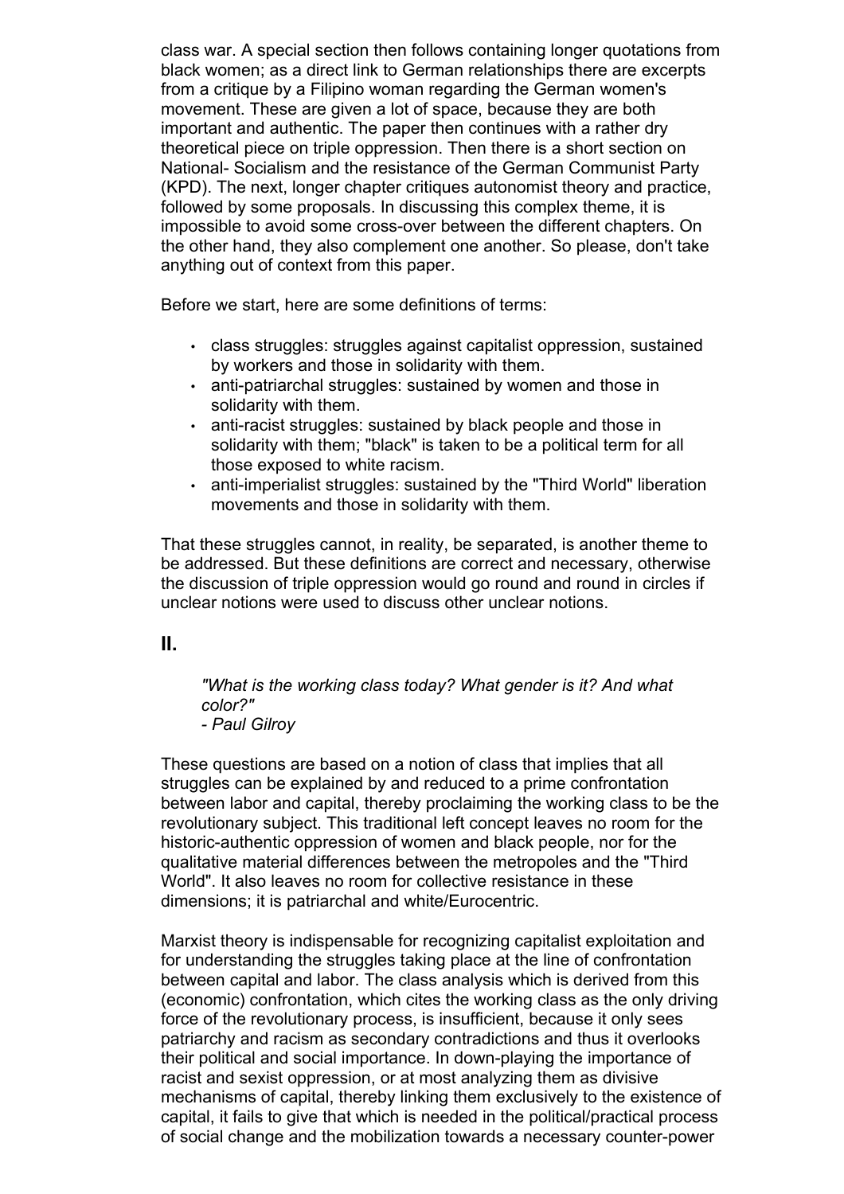class war. A special section then follows containing longer quotations from black women; as a direct link to German relationships there are excerpts from a critique by a Filipino woman regarding the German women's movement. These are given a lot of space, because they are both important and authentic. The paper then continues with a rather dry theoretical piece on triple oppression. Then there is a short section on National- Socialism and the resistance of the German Communist Party (KPD). The next, longer chapter critiques autonomist theory and practice, followed by some proposals. In discussing this complex theme, it is impossible to avoid some cross-over between the different chapters. On the other hand, they also complement one another. So please, don't take anything out of context from this paper.

Before we start, here are some definitions of terms:

- class struggles: struggles against capitalist oppression, sustained by workers and those in solidarity with them.
- anti-patriarchal struggles: sustained by women and those in solidarity with them.
- anti-racist struggles: sustained by black people and those in solidarity with them; "black" is taken to be a political term for all those exposed to white racism.
- anti-imperialist struggles: sustained by the "Third World" liberation movements and those in solidarity with them.

That these struggles cannot, in reality, be separated, is another theme to be addressed. But these definitions are correct and necessary, otherwise the discussion of triple oppression would go round and round in circles if unclear notions were used to discuss other unclear notions.

## II.

> *"What is the working class today? What gender is it? And what color?"*
> *- Paul Gilroy*

These questions are based on a notion of class that implies that all struggles can be explained by and reduced to a prime confrontation between labor and capital, thereby proclaiming the working class to be the revolutionary subject. This traditional left concept leaves no room for the historic-authentic oppression of women and black people, nor for the qualitative material differences between the metropoles and the "Third World". It also leaves no room for collective resistance in these dimensions; it is patriarchal and white/Eurocentric.

Marxist theory is indispensable for recognizing capitalist exploitation and for understanding the struggles taking place at the line of confrontation between capital and labor. The class analysis which is derived from this (economic) confrontation, which cites the working class as the only driving force of the revolutionary process, is insufficient, because it only sees patriarchy and racism as secondary contradictions and thus it overlooks their political and social importance. In down-playing the importance of racist and sexist oppression, or at most analyzing them as divisive mechanisms of capital, thereby linking them exclusively to the existence of capital, it fails to give that which is needed in the political/practical process of social change and the mobilization towards a necessary counter-power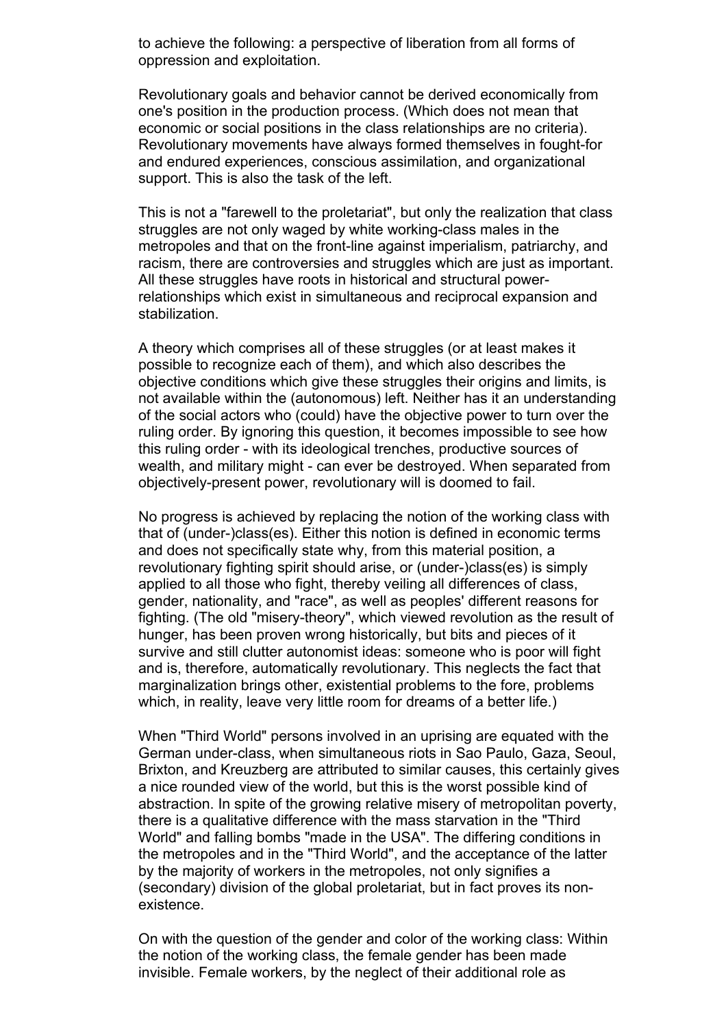to achieve the following: a perspective of liberation from all forms of oppression and exploitation.

Revolutionary goals and behavior cannot be derived economically from one's position in the production process. (Which does not mean that economic or social positions in the class relationships are no criteria). Revolutionary movements have always formed themselves in fought-for and endured experiences, conscious assimilation, and organizational support. This is also the task of the left.

This is not a "farewell to the proletariat", but only the realization that class struggles are not only waged by white working-class males in the metropoles and that on the front-line against imperialism, patriarchy, and racism, there are controversies and struggles which are just as important. All these struggles have roots in historical and structural power-relationships which exist in simultaneous and reciprocal expansion and stabilization.

A theory which comprises all of these struggles (or at least makes it possible to recognize each of them), and which also describes the objective conditions which give these struggles their origins and limits, is not available within the (autonomous) left. Neither has it an understanding of the social actors who (could) have the objective power to turn over the ruling order. By ignoring this question, it becomes impossible to see how this ruling order - with its ideological trenches, productive sources of wealth, and military might - can ever be destroyed. When separated from objectively-present power, revolutionary will is doomed to fail.

No progress is achieved by replacing the notion of the working class with that of (under-)class(es). Either this notion is defined in economic terms and does not specifically state why, from this material position, a revolutionary fighting spirit should arise, or (under-)class(es) is simply applied to all those who fight, thereby veiling all differences of class, gender, nationality, and "race", as well as peoples' different reasons for fighting. (The old "misery-theory", which viewed revolution as the result of hunger, has been proven wrong historically, but bits and pieces of it survive and still clutter autonomist ideas: someone who is poor will fight and is, therefore, automatically revolutionary. This neglects the fact that marginalization brings other, existential problems to the fore, problems which, in reality, leave very little room for dreams of a better life.)

When "Third World" persons involved in an uprising are equated with the German under-class, when simultaneous riots in Sao Paulo, Gaza, Seoul, Brixton, and Kreuzberg are attributed to similar causes, this certainly gives a nice rounded view of the world, but this is the worst possible kind of abstraction. In spite of the growing relative misery of metropolitan poverty, there is a qualitative difference with the mass starvation in the "Third World" and falling bombs "made in the USA". The differing conditions in the metropoles and in the "Third World", and the acceptance of the latter by the majority of workers in the metropoles, not only signifies a (secondary) division of the global proletariat, but in fact proves its non-existence.

On with the question of the gender and color of the working class: Within the notion of the working class, the female gender has been made invisible. Female workers, by the neglect of their additional role as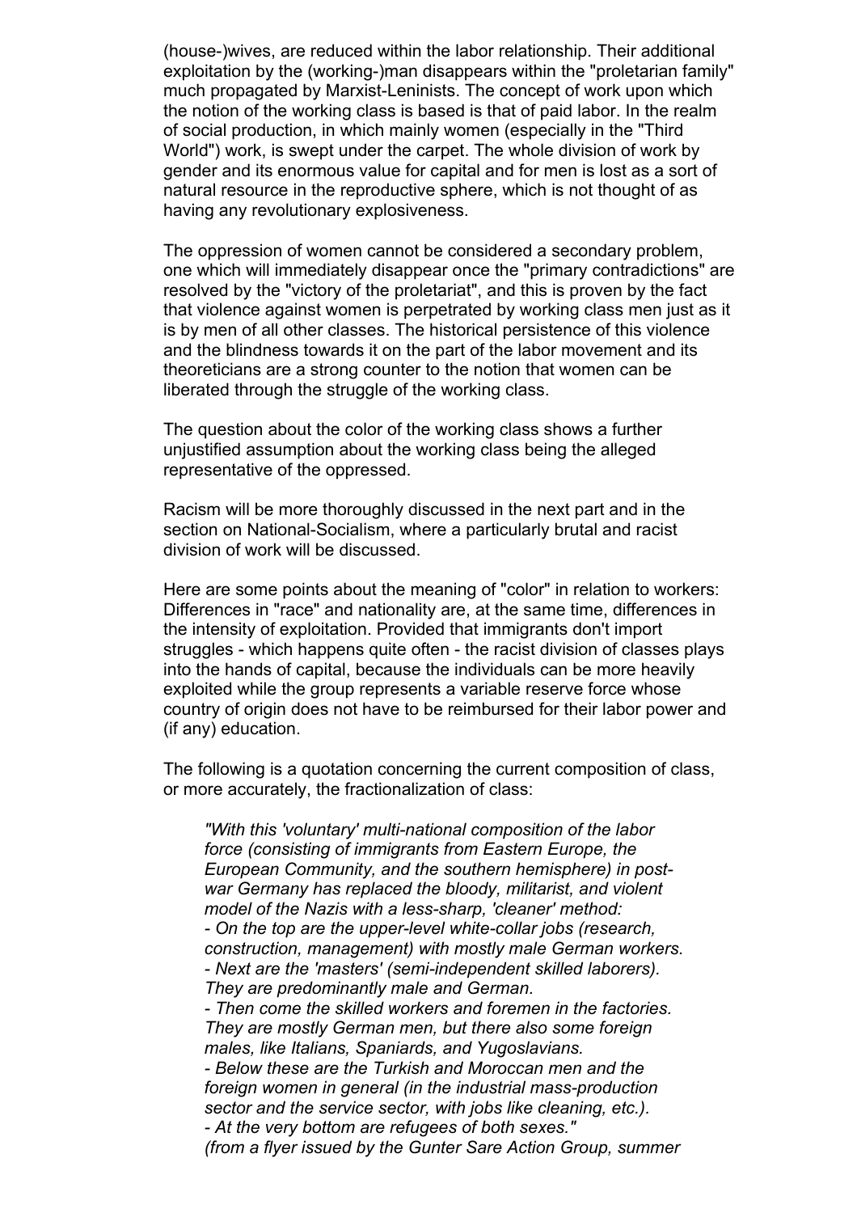(house-)wives, are reduced within the labor relationship. Their additional exploitation by the (working-)man disappears within the "proletarian family" much propagated by Marxist-Leninists. The concept of work upon which the notion of the working class is based is that of paid labor. In the realm of social production, in which mainly women (especially in the "Third World") work, is swept under the carpet. The whole division of work by gender and its enormous value for capital and for men is lost as a sort of natural resource in the reproductive sphere, which is not thought of as having any revolutionary explosiveness.

The oppression of women cannot be considered a secondary problem, one which will immediately disappear once the "primary contradictions" are resolved by the "victory of the proletariat", and this is proven by the fact that violence against women is perpetrated by working class men just as it is by men of all other classes. The historical persistence of this violence and the blindness towards it on the part of the labor movement and its theoreticians are a strong counter to the notion that women can be liberated through the struggle of the working class.

The question about the color of the working class shows a further unjustified assumption about the working class being the alleged representative of the oppressed.

Racism will be more thoroughly discussed in the next part and in the section on National-Socialism, where a particularly brutal and racist division of work will be discussed.

Here are some points about the meaning of "color" in relation to workers: Differences in "race" and nationality are, at the same time, differences in the intensity of exploitation. Provided that immigrants don't import struggles - which happens quite often - the racist division of classes plays into the hands of capital, because the individuals can be more heavily exploited while the group represents a variable reserve force whose country of origin does not have to be reimbursed for their labor power and (if any) education.

The following is a quotation concerning the current composition of class, or more accurately, the fractionalization of class:

> *"With this 'voluntary' multi-national composition of the labor force (consisting of immigrants from Eastern Europe, the European Community, and the southern hemisphere) in post-war Germany has replaced the bloody, militarist, and violent model of the Nazis with a less-sharp, 'cleaner' method:*
> *- On the top are the upper-level white-collar jobs (research, construction, management) with mostly male German workers.*
> *- Next are the 'masters' (semi-independent skilled laborers). They are predominantly male and German.*
> *- Then come the skilled workers and foremen in the factories. They are mostly German men, but there also some foreign males, like Italians, Spaniards, and Yugoslavians.*
> *- Below these are the Turkish and Moroccan men and the foreign women in general (in the industrial mass-production sector and the service sector, with jobs like cleaning, etc.).*
> *- At the very bottom are refugees of both sexes."*
> *(from a flyer issued by the Gunter Sare Action Group, summer*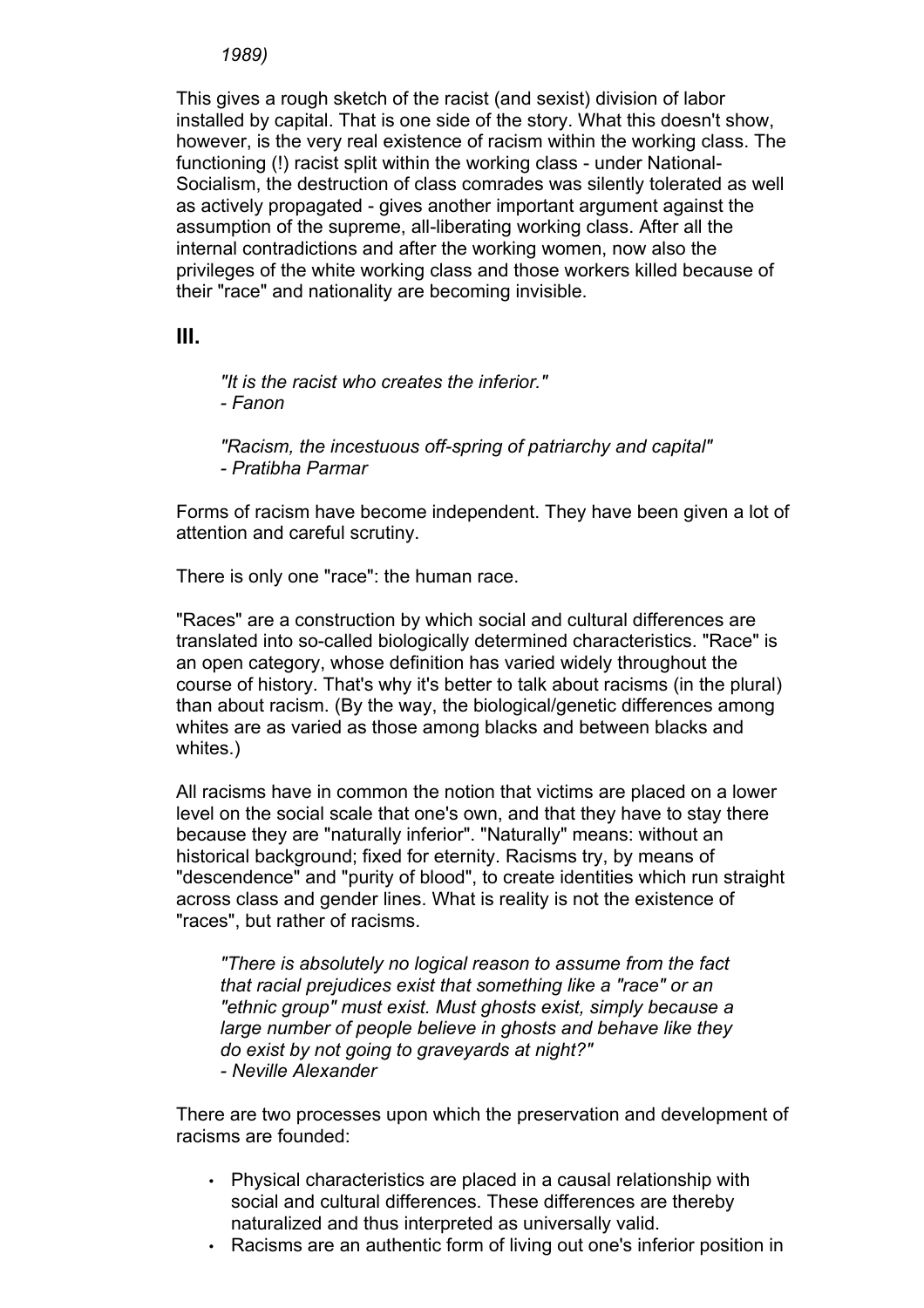*1989)*

This gives a rough sketch of the racist (and sexist) division of labor installed by capital. That is one side of the story. What this doesn't show, however, is the very real existence of racism within the working class. The functioning (!) racist split within the working class - under National-Socialism, the destruction of class comrades was silently tolerated as well as actively propagated - gives another important argument against the assumption of the supreme, all-liberating working class. After all the internal contradictions and after the working women, now also the privileges of the white working class and those workers killed because of their "race" and nationality are becoming invisible.

## III.

> *"It is the racist who creates the inferior."*
> *- Fanon*
>
> *"Racism, the incestuous off-spring of patriarchy and capital"*
> *- Pratibha Parmar*

Forms of racism have become independent. They have been given a lot of attention and careful scrutiny.

There is only one "race": the human race.

"Races" are a construction by which social and cultural differences are translated into so-called biologically determined characteristics. "Race" is an open category, whose definition has varied widely throughout the course of history. That's why it's better to talk about racisms (in the plural) than about racism. (By the way, the biological/genetic differences among whites are as varied as those among blacks and between blacks and whites.)

All racisms have in common the notion that victims are placed on a lower level on the social scale that one's own, and that they have to stay there because they are "naturally inferior". "Naturally" means: without an historical background; fixed for eternity. Racisms try, by means of "descendence" and "purity of blood", to create identities which run straight across class and gender lines. What is reality is not the existence of "races", but rather of racisms.

> *"There is absolutely no logical reason to assume from the fact that racial prejudices exist that something like a "race" or an "ethnic group" must exist. Must ghosts exist, simply because a large number of people believe in ghosts and behave like they do exist by not going to graveyards at night?"*
> *- Neville Alexander*

There are two processes upon which the preservation and development of racisms are founded:

- Physical characteristics are placed in a causal relationship with social and cultural differences. These differences are thereby naturalized and thus interpreted as universally valid.
- Racisms are an authentic form of living out one's inferior position in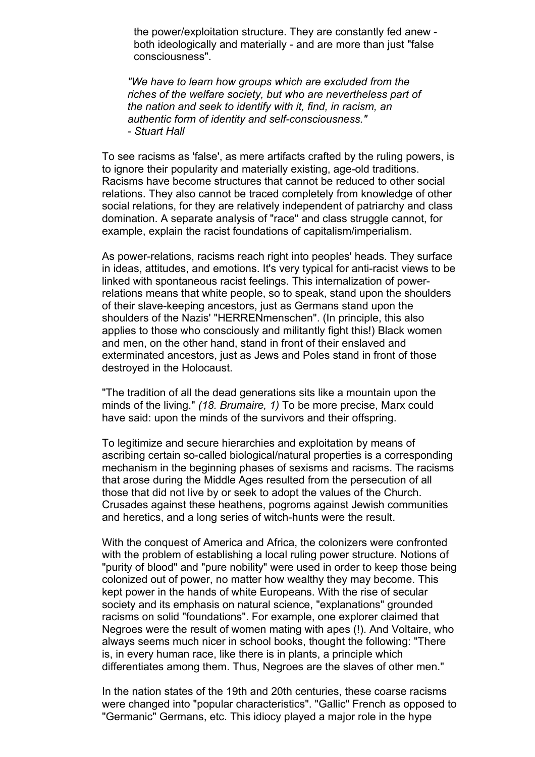the power/exploitation structure. They are constantly fed anew - both ideologically and materially - and are more than just "false consciousness".

> *"We have to learn how groups which are excluded from the riches of the welfare society, but who are nevertheless part of the nation and seek to identify with it, find, in racism, an authentic form of identity and self-consciousness."*
> *- Stuart Hall*

To see racisms as 'false', as mere artifacts crafted by the ruling powers, is to ignore their popularity and materially existing, age-old traditions. Racisms have become structures that cannot be reduced to other social relations. They also cannot be traced completely from knowledge of other social relations, for they are relatively independent of patriarchy and class domination. A separate analysis of "race" and class struggle cannot, for example, explain the racist foundations of capitalism/imperialism.

As power-relations, racisms reach right into peoples' heads. They surface in ideas, attitudes, and emotions. It's very typical for anti-racist views to be linked with spontaneous racist feelings. This internalization of power-relations means that white people, so to speak, stand upon the shoulders of their slave-keeping ancestors, just as Germans stand upon the shoulders of the Nazis' "HERRENmenschen". (In principle, this also applies to those who consciously and militantly fight this!) Black women and men, on the other hand, stand in front of their enslaved and exterminated ancestors, just as Jews and Poles stand in front of those destroyed in the Holocaust.

"The tradition of all the dead generations sits like a mountain upon the minds of the living." *(18. Brumaire, 1)* To be more precise, Marx could have said: upon the minds of the survivors and their offspring.

To legitimize and secure hierarchies and exploitation by means of ascribing certain so-called biological/natural properties is a corresponding mechanism in the beginning phases of sexisms and racisms. The racisms that arose during the Middle Ages resulted from the persecution of all those that did not live by or seek to adopt the values of the Church. Crusades against these heathens, pogroms against Jewish communities and heretics, and a long series of witch-hunts were the result.

With the conquest of America and Africa, the colonizers were confronted with the problem of establishing a local ruling power structure. Notions of "purity of blood" and "pure nobility" were used in order to keep those being colonized out of power, no matter how wealthy they may become. This kept power in the hands of white Europeans. With the rise of secular society and its emphasis on natural science, "explanations" grounded racisms on solid "foundations". For example, one explorer claimed that Negroes were the result of women mating with apes (!). And Voltaire, who always seems much nicer in school books, thought the following: "There is, in every human race, like there is in plants, a principle which differentiates among them. Thus, Negroes are the slaves of other men."

In the nation states of the 19th and 20th centuries, these coarse racisms were changed into "popular characteristics". "Gallic" French as opposed to "Germanic" Germans, etc. This idiocy played a major role in the hype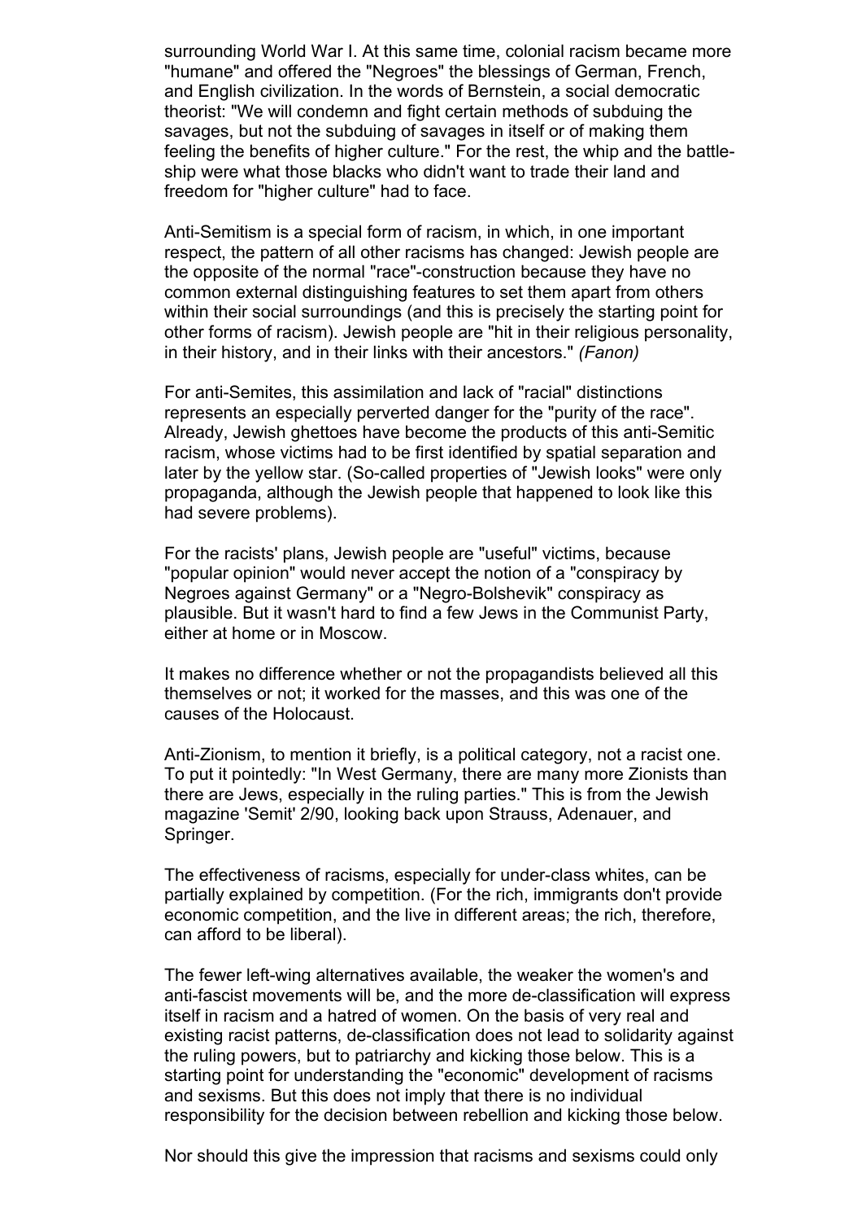surrounding World War I. At this same time, colonial racism became more "humane" and offered the "Negroes" the blessings of German, French, and English civilization. In the words of Bernstein, a social democratic theorist: "We will condemn and fight certain methods of subduing the savages, but not the subduing of savages in itself or of making them feeling the benefits of higher culture." For the rest, the whip and the battle-ship were what those blacks who didn't want to trade their land and freedom for "higher culture" had to face.

Anti-Semitism is a special form of racism, in which, in one important respect, the pattern of all other racisms has changed: Jewish people are the opposite of the normal "race"-construction because they have no common external distinguishing features to set them apart from others within their social surroundings (and this is precisely the starting point for other forms of racism). Jewish people are "hit in their religious personality, in their history, and in their links with their ancestors." *(Fanon)*

For anti-Semites, this assimilation and lack of "racial" distinctions represents an especially perverted danger for the "purity of the race". Already, Jewish ghettoes have become the products of this anti-Semitic racism, whose victims had to be first identified by spatial separation and later by the yellow star. (So-called properties of "Jewish looks" were only propaganda, although the Jewish people that happened to look like this had severe problems).

For the racists' plans, Jewish people are "useful" victims, because "popular opinion" would never accept the notion of a "conspiracy by Negroes against Germany" or a "Negro-Bolshevik" conspiracy as plausible. But it wasn't hard to find a few Jews in the Communist Party, either at home or in Moscow.

It makes no difference whether or not the propagandists believed all this themselves or not; it worked for the masses, and this was one of the causes of the Holocaust.

Anti-Zionism, to mention it briefly, is a political category, not a racist one. To put it pointedly: "In West Germany, there are many more Zionists than there are Jews, especially in the ruling parties." This is from the Jewish magazine 'Semit' 2/90, looking back upon Strauss, Adenauer, and Springer.

The effectiveness of racisms, especially for under-class whites, can be partially explained by competition. (For the rich, immigrants don't provide economic competition, and the live in different areas; the rich, therefore, can afford to be liberal).

The fewer left-wing alternatives available, the weaker the women's and anti-fascist movements will be, and the more de-classification will express itself in racism and a hatred of women. On the basis of very real and existing racist patterns, de-classification does not lead to solidarity against the ruling powers, but to patriarchy and kicking those below. This is a starting point for understanding the "economic" development of racisms and sexisms. But this does not imply that there is no individual responsibility for the decision between rebellion and kicking those below.

Nor should this give the impression that racisms and sexisms could only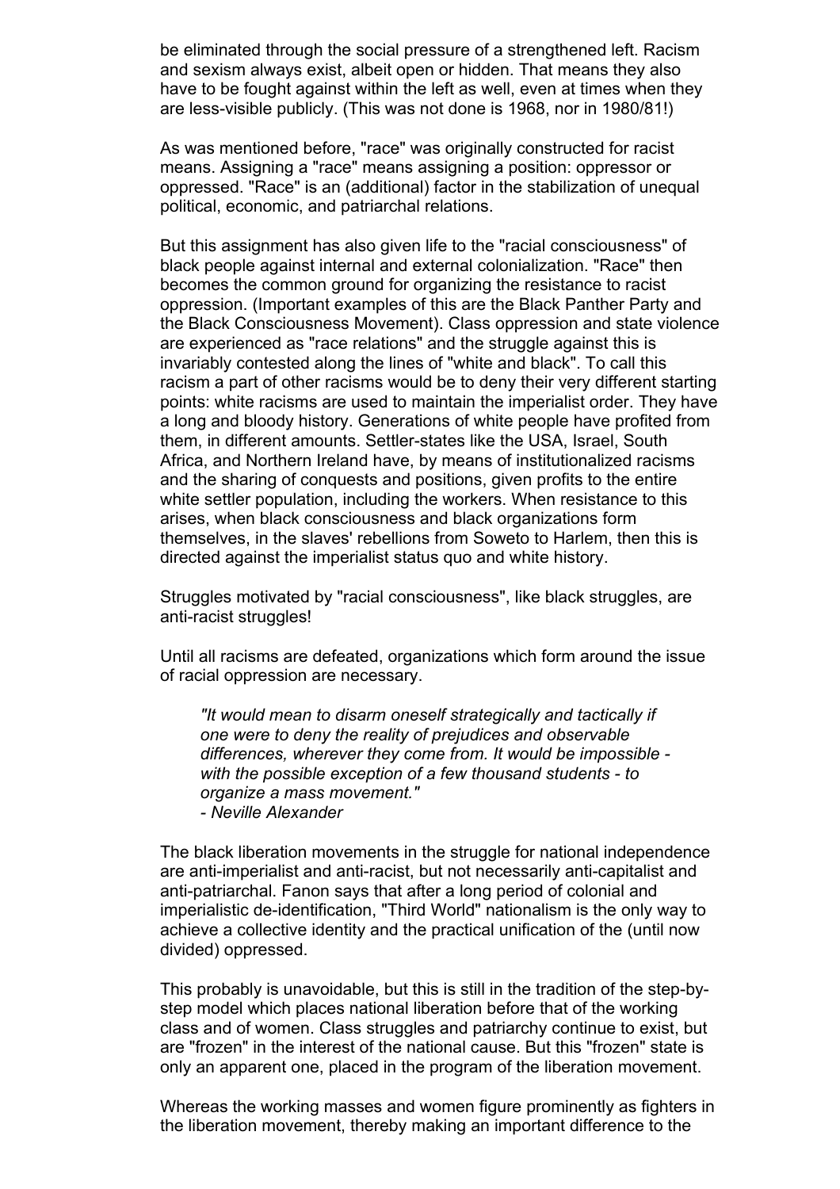be eliminated through the social pressure of a strengthened left. Racism and sexism always exist, albeit open or hidden. That means they also have to be fought against within the left as well, even at times when they are less-visible publicly. (This was not done is 1968, nor in 1980/81!)

As was mentioned before, "race" was originally constructed for racist means. Assigning a "race" means assigning a position: oppressor or oppressed. "Race" is an (additional) factor in the stabilization of unequal political, economic, and patriarchal relations.

But this assignment has also given life to the "racial consciousness" of black people against internal and external colonialization. "Race" then becomes the common ground for organizing the resistance to racist oppression. (Important examples of this are the Black Panther Party and the Black Consciousness Movement). Class oppression and state violence are experienced as "race relations" and the struggle against this is invariably contested along the lines of "white and black". To call this racism a part of other racisms would be to deny their very different starting points: white racisms are used to maintain the imperialist order. They have a long and bloody history. Generations of white people have profited from them, in different amounts. Settler-states like the USA, Israel, South Africa, and Northern Ireland have, by means of institutionalized racisms and the sharing of conquests and positions, given profits to the entire white settler population, including the workers. When resistance to this arises, when black consciousness and black organizations form themselves, in the slaves' rebellions from Soweto to Harlem, then this is directed against the imperialist status quo and white history.

Struggles motivated by "racial consciousness", like black struggles, are anti-racist struggles!

Until all racisms are defeated, organizations which form around the issue of racial oppression are necessary.

> *"It would mean to disarm oneself strategically and tactically if one were to deny the reality of prejudices and observable differences, wherever they come from. It would be impossible - with the possible exception of a few thousand students - to organize a mass movement."*
> *- Neville Alexander*

The black liberation movements in the struggle for national independence are anti-imperialist and anti-racist, but not necessarily anti-capitalist and anti-patriarchal. Fanon says that after a long period of colonial and imperialistic de-identification, "Third World" nationalism is the only way to achieve a collective identity and the practical unification of the (until now divided) oppressed.

This probably is unavoidable, but this is still in the tradition of the step-by-step model which places national liberation before that of the working class and of women. Class struggles and patriarchy continue to exist, but are "frozen" in the interest of the national cause. But this "frozen" state is only an apparent one, placed in the program of the liberation movement.

Whereas the working masses and women figure prominently as fighters in the liberation movement, thereby making an important difference to the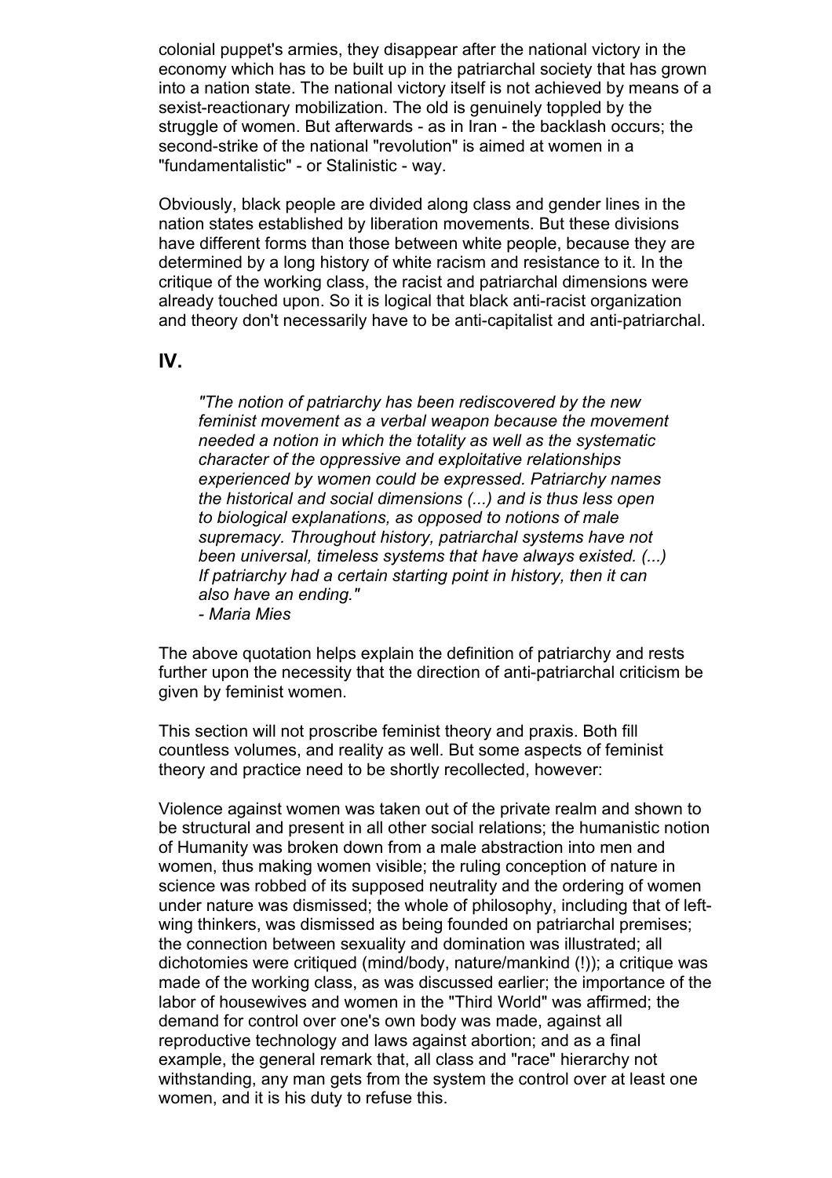colonial puppet's armies, they disappear after the national victory in the economy which has to be built up in the patriarchal society that has grown into a nation state. The national victory itself is not achieved by means of a sexist-reactionary mobilization. The old is genuinely toppled by the struggle of women. But afterwards - as in Iran - the backlash occurs; the second-strike of the national "revolution" is aimed at women in a "fundamentalistic" - or Stalinistic - way.

Obviously, black people are divided along class and gender lines in the nation states established by liberation movements. But these divisions have different forms than those between white people, because they are determined by a long history of white racism and resistance to it. In the critique of the working class, the racist and patriarchal dimensions were already touched upon. So it is logical that black anti-racist organization and theory don't necessarily have to be anti-capitalist and anti-patriarchal.

## IV.

> *"The notion of patriarchy has been rediscovered by the new feminist movement as a verbal weapon because the movement needed a notion in which the totality as well as the systematic character of the oppressive and exploitative relationships experienced by women could be expressed. Patriarchy names the historical and social dimensions (...) and is thus less open to biological explanations, as opposed to notions of male supremacy. Throughout history, patriarchal systems have not been universal, timeless systems that have always existed. (...) If patriarchy had a certain starting point in history, then it can also have an ending."*
> *- Maria Mies*

The above quotation helps explain the definition of patriarchy and rests further upon the necessity that the direction of anti-patriarchal criticism be given by feminist women.

This section will not proscribe feminist theory and praxis. Both fill countless volumes, and reality as well. But some aspects of feminist theory and practice need to be shortly recollected, however:

Violence against women was taken out of the private realm and shown to be structural and present in all other social relations; the humanistic notion of Humanity was broken down from a male abstraction into men and women, thus making women visible; the ruling conception of nature in science was robbed of its supposed neutrality and the ordering of women under nature was dismissed; the whole of philosophy, including that of left-wing thinkers, was dismissed as being founded on patriarchal premises; the connection between sexuality and domination was illustrated; all dichotomies were critiqued (mind/body, nature/mankind (!)); a critique was made of the working class, as was discussed earlier; the importance of the labor of housewives and women in the "Third World" was affirmed; the demand for control over one's own body was made, against all reproductive technology and laws against abortion; and as a final example, the general remark that, all class and "race" hierarchy not withstanding, any man gets from the system the control over at least one women, and it is his duty to refuse this.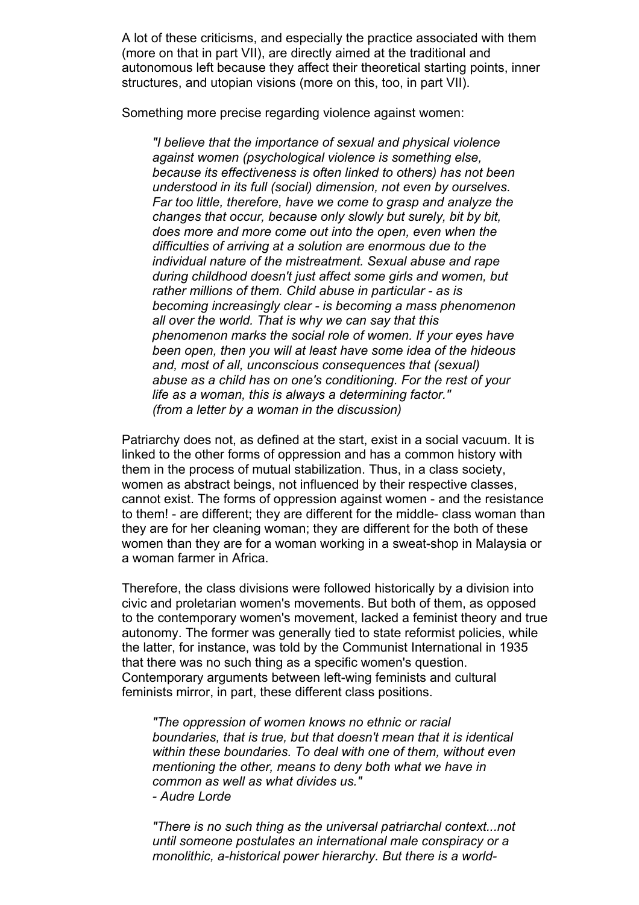A lot of these criticisms, and especially the practice associated with them (more on that in part VII), are directly aimed at the traditional and autonomous left because they affect their theoretical starting points, inner structures, and utopian visions (more on this, too, in part VII).

Something more precise regarding violence against women:

> *"I believe that the importance of sexual and physical violence against women (psychological violence is something else, because its effectiveness is often linked to others) has not been understood in its full (social) dimension, not even by ourselves. Far too little, therefore, have we come to grasp and analyze the changes that occur, because only slowly but surely, bit by bit, does more and more come out into the open, even when the difficulties of arriving at a solution are enormous due to the individual nature of the mistreatment. Sexual abuse and rape during childhood doesn't just affect some girls and women, but rather millions of them. Child abuse in particular - as is becoming increasingly clear - is becoming a mass phenomenon all over the world. That is why we can say that this phenomenon marks the social role of women. If your eyes have been open, then you will at least have some idea of the hideous and, most of all, unconscious consequences that (sexual) abuse as a child has on one's conditioning. For the rest of your life as a woman, this is always a determining factor."*
> *(from a letter by a woman in the discussion)*

Patriarchy does not, as defined at the start, exist in a social vacuum. It is linked to the other forms of oppression and has a common history with them in the process of mutual stabilization. Thus, in a class society, women as abstract beings, not influenced by their respective classes, cannot exist. The forms of oppression against women - and the resistance to them! - are different; they are different for the middle- class woman than they are for her cleaning woman; they are different for the both of these women than they are for a woman working in a sweat-shop in Malaysia or a woman farmer in Africa.

Therefore, the class divisions were followed historically by a division into civic and proletarian women's movements. But both of them, as opposed to the contemporary women's movement, lacked a feminist theory and true autonomy. The former was generally tied to state reformist policies, while the latter, for instance, was told by the Communist International in 1935 that there was no such thing as a specific women's question. Contemporary arguments between left-wing feminists and cultural feminists mirror, in part, these different class positions.

> *"The oppression of women knows no ethnic or racial boundaries, that is true, but that doesn't mean that it is identical within these boundaries. To deal with one of them, without even mentioning the other, means to deny both what we have in common as well as what divides us."*
> *- Audre Lorde*

> *"There is no such thing as the universal patriarchal context...not until someone postulates an international male conspiracy or a monolithic, a-historical power hierarchy. But there is a world-*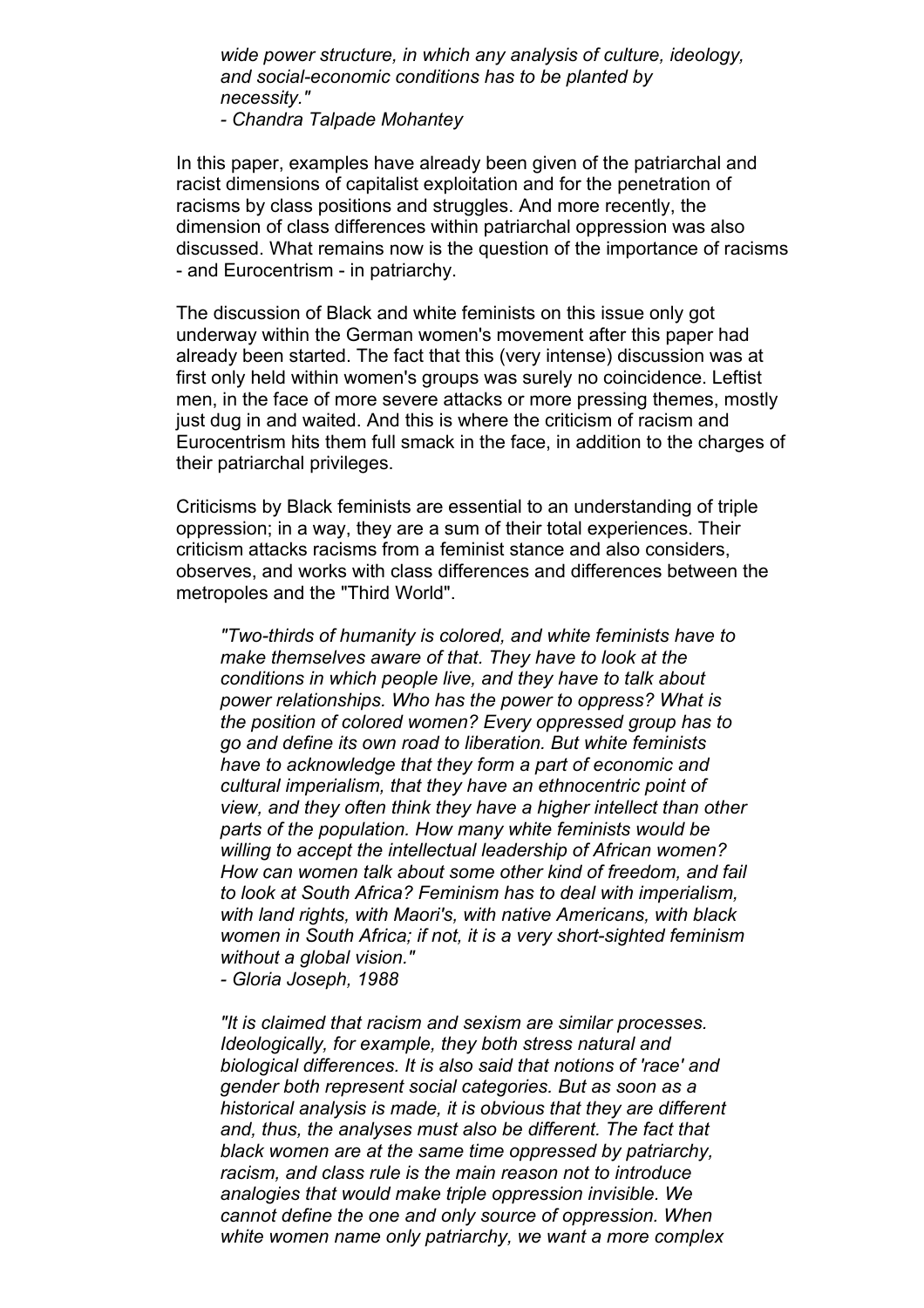*wide power structure, in which any analysis of culture, ideology, and social-economic conditions has to be planted by necessity."*
*- Chandra Talpade Mohantey*

In this paper, examples have already been given of the patriarchal and racist dimensions of capitalist exploitation and for the penetration of racisms by class positions and struggles. And more recently, the dimension of class differences within patriarchal oppression was also discussed. What remains now is the question of the importance of racisms - and Eurocentrism - in patriarchy.

The discussion of Black and white feminists on this issue only got underway within the German women's movement after this paper had already been started. The fact that this (very intense) discussion was at first only held within women's groups was surely no coincidence. Leftist men, in the face of more severe attacks or more pressing themes, mostly just dug in and waited. And this is where the criticism of racism and Eurocentrism hits them full smack in the face, in addition to the charges of their patriarchal privileges.

Criticisms by Black feminists are essential to an understanding of triple oppression; in a way, they are a sum of their total experiences. Their criticism attacks racisms from a feminist stance and also considers, observes, and works with class differences and differences between the metropoles and the "Third World".

> *"Two-thirds of humanity is colored, and white feminists have to make themselves aware of that. They have to look at the conditions in which people live, and they have to talk about power relationships. Who has the power to oppress? What is the position of colored women? Every oppressed group has to go and define its own road to liberation. But white feminists have to acknowledge that they form a part of economic and cultural imperialism, that they have an ethnocentric point of view, and they often think they have a higher intellect than other parts of the population. How many white feminists would be willing to accept the intellectual leadership of African women? How can women talk about some other kind of freedom, and fail to look at South Africa? Feminism has to deal with imperialism, with land rights, with Maori's, with native Americans, with black women in South Africa; if not, it is a very short-sighted feminism without a global vision."*
> *- Gloria Joseph, 1988*

> *"It is claimed that racism and sexism are similar processes. Ideologically, for example, they both stress natural and biological differences. It is also said that notions of 'race' and gender both represent social categories. But as soon as a historical analysis is made, it is obvious that they are different and, thus, the analyses must also be different. The fact that black women are at the same time oppressed by patriarchy, racism, and class rule is the main reason not to introduce analogies that would make triple oppression invisible. We cannot define the one and only source of oppression. When white women name only patriarchy, we want a more complex*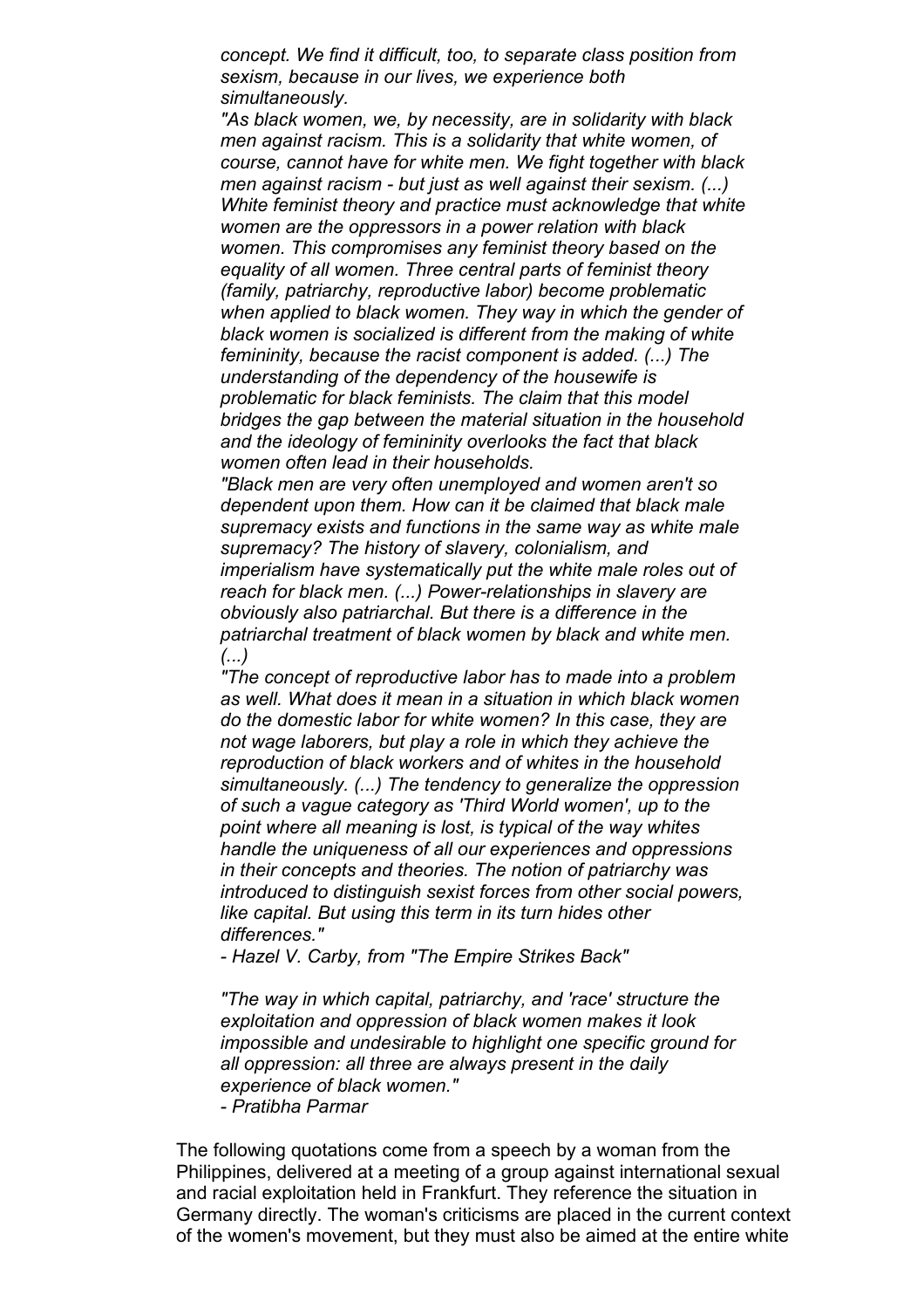*concept. We find it difficult, too, to separate class position from sexism, because in our lives, we experience both simultaneously.*

*"As black women, we, by necessity, are in solidarity with black men against racism. This is a solidarity that white women, of course, cannot have for white men. We fight together with black men against racism - but just as well against their sexism. (...) White feminist theory and practice must acknowledge that white women are the oppressors in a power relation with black women. This compromises any feminist theory based on the equality of all women. Three central parts of feminist theory (family, patriarchy, reproductive labor) become problematic when applied to black women. They way in which the gender of black women is socialized is different from the making of white femininity, because the racist component is added. (...) The understanding of the dependency of the housewife is problematic for black feminists. The claim that this model bridges the gap between the material situation in the household and the ideology of femininity overlooks the fact that black women often lead in their households.*

*"Black men are very often unemployed and women aren't so dependent upon them. How can it be claimed that black male supremacy exists and functions in the same way as white male supremacy? The history of slavery, colonialism, and imperialism have systematically put the white male roles out of reach for black men. (...) Power-relationships in slavery are obviously also patriarchal. But there is a difference in the patriarchal treatment of black women by black and white men. (...)*

*"The concept of reproductive labor has to made into a problem as well. What does it mean in a situation in which black women do the domestic labor for white women? In this case, they are not wage laborers, but play a role in which they achieve the reproduction of black workers and of whites in the household simultaneously. (...) The tendency to generalize the oppression of such a vague category as 'Third World women', up to the point where all meaning is lost, is typical of the way whites handle the uniqueness of all our experiences and oppressions in their concepts and theories. The notion of patriarchy was introduced to distinguish sexist forces from other social powers, like capital. But using this term in its turn hides other differences."*

*- Hazel V. Carby, from "The Empire Strikes Back"*

*"The way in which capital, patriarchy, and 'race' structure the exploitation and oppression of black women makes it look impossible and undesirable to highlight one specific ground for all oppression: all three are always present in the daily experience of black women."*

*- Pratibha Parmar*

The following quotations come from a speech by a woman from the Philippines, delivered at a meeting of a group against international sexual and racial exploitation held in Frankfurt. They reference the situation in Germany directly. The woman's criticisms are placed in the current context of the women's movement, but they must also be aimed at the entire white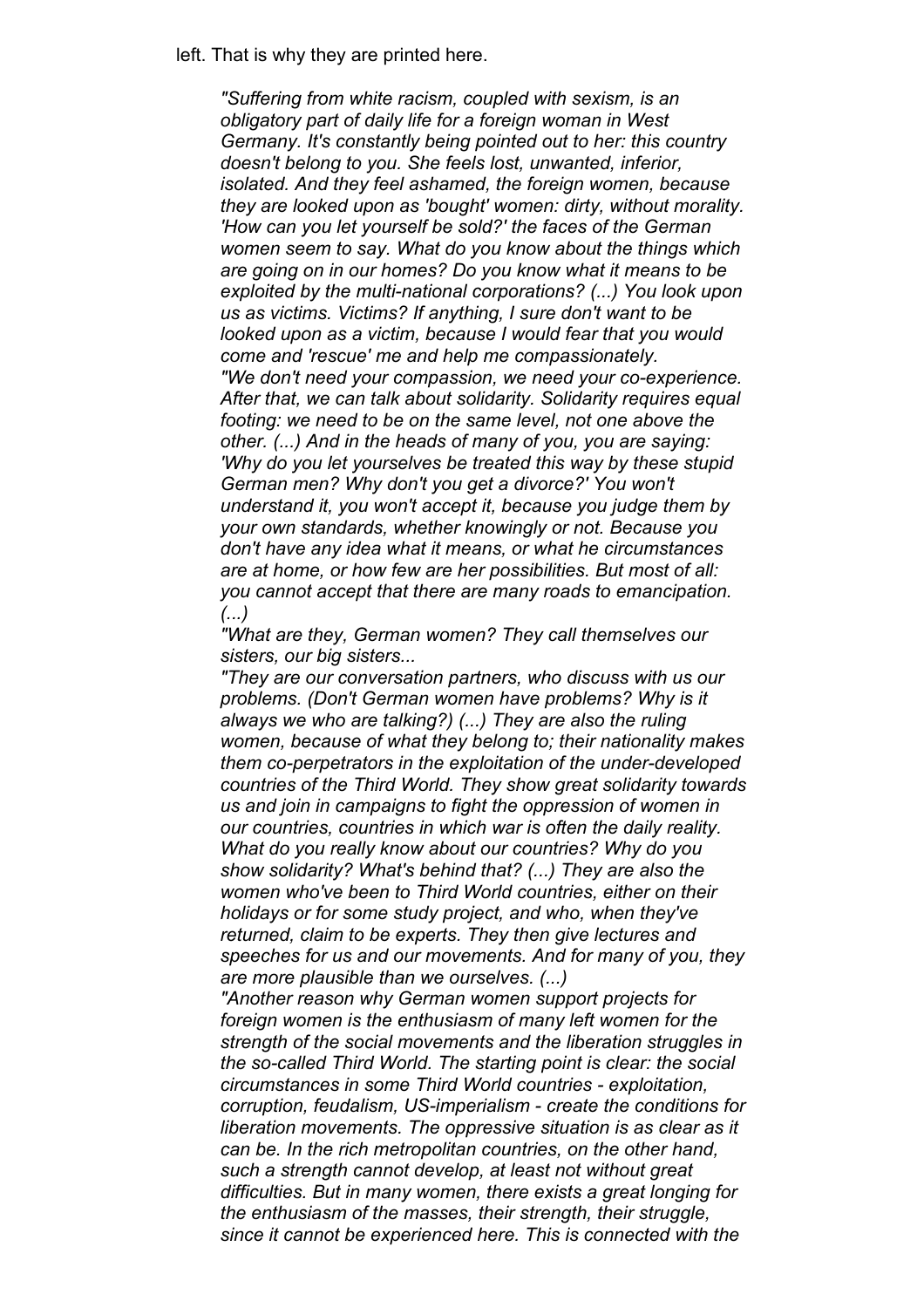left. That is why they are printed here.

> *"Suffering from white racism, coupled with sexism, is an obligatory part of daily life for a foreign woman in West Germany. It's constantly being pointed out to her: this country doesn't belong to you. She feels lost, unwanted, inferior, isolated. And they feel ashamed, the foreign women, because they are looked upon as 'bought' women: dirty, without morality. 'How can you let yourself be sold?' the faces of the German women seem to say. What do you know about the things which are going on in our homes? Do you know what it means to be exploited by the multi-national corporations? (...) You look upon us as victims. Victims? If anything, I sure don't want to be looked upon as a victim, because I would fear that you would come and 'rescue' me and help me compassionately.*
>
> *"We don't need your compassion, we need your co-experience. After that, we can talk about solidarity. Solidarity requires equal footing: we need to be on the same level, not one above the other. (...) And in the heads of many of you, you are saying: 'Why do you let yourselves be treated this way by these stupid German men? Why don't you get a divorce?' You won't understand it, you won't accept it, because you judge them by your own standards, whether knowingly or not. Because you don't have any idea what it means, or what he circumstances are at home, or how few are her possibilities. But most of all: you cannot accept that there are many roads to emancipation. (...)*
>
> *"What are they, German women? They call themselves our sisters, our big sisters...*
>
> *"They are our conversation partners, who discuss with us our problems. (Don't German women have problems? Why is it always we who are talking?) (...) They are also the ruling women, because of what they belong to; their nationality makes them co-perpetrators in the exploitation of the under-developed countries of the Third World. They show great solidarity towards us and join in campaigns to fight the oppression of women in our countries, countries in which war is often the daily reality. What do you really know about our countries? Why do you show solidarity? What's behind that? (...) They are also the women who've been to Third World countries, either on their holidays or for some study project, and who, when they've returned, claim to be experts. They then give lectures and speeches for us and our movements. And for many of you, they are more plausible than we ourselves. (...)*
>
> *"Another reason why German women support projects for foreign women is the enthusiasm of many left women for the strength of the social movements and the liberation struggles in the so-called Third World. The starting point is clear: the social circumstances in some Third World countries - exploitation, corruption, feudalism, US-imperialism - create the conditions for liberation movements. The oppressive situation is as clear as it can be. In the rich metropolitan countries, on the other hand, such a strength cannot develop, at least not without great difficulties. But in many women, there exists a great longing for the enthusiasm of the masses, their strength, their struggle, since it cannot be experienced here. This is connected with the*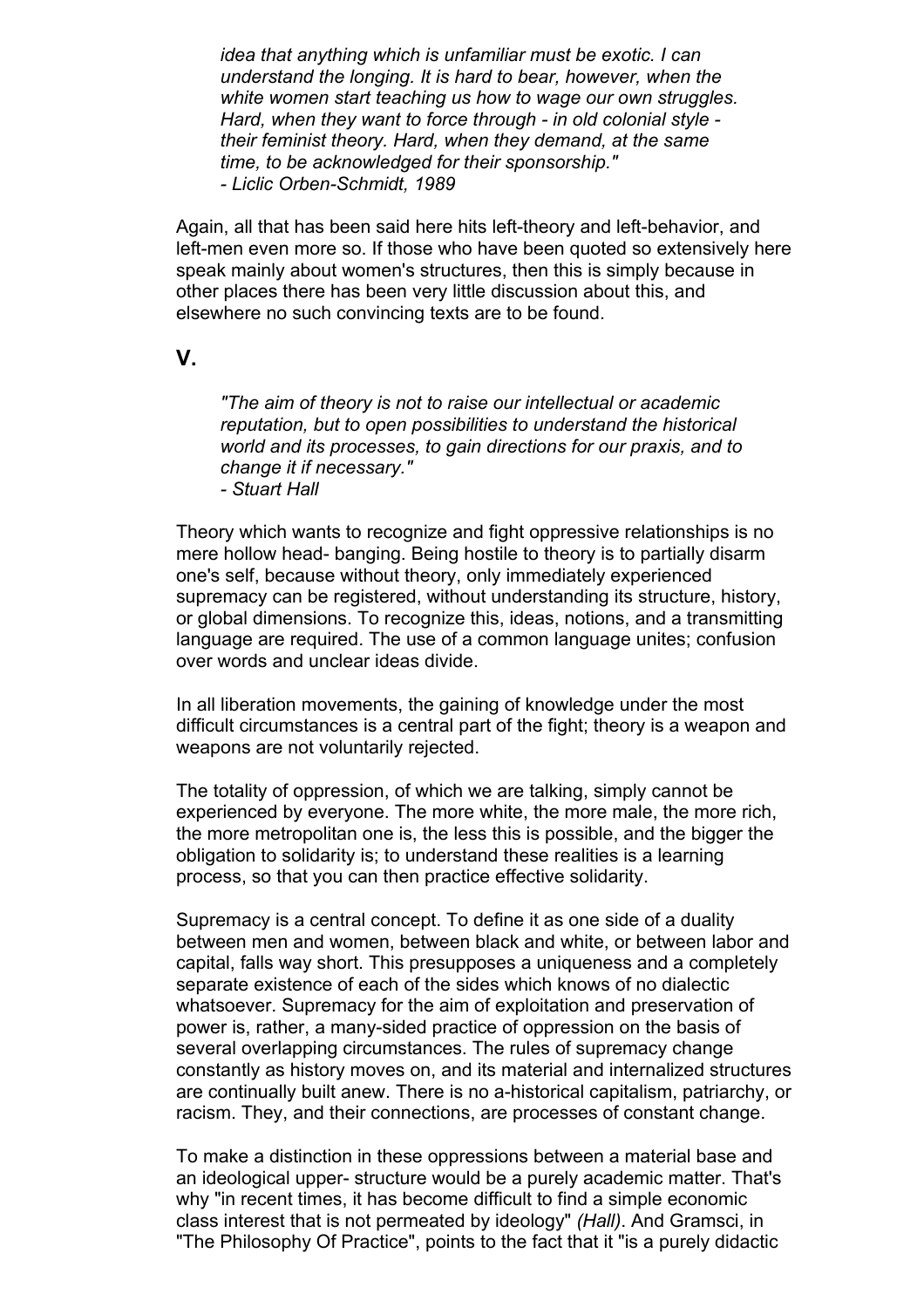*idea that anything which is unfamiliar must be exotic. I can understand the longing. It is hard to bear, however, when the white women start teaching us how to wage our own struggles. Hard, when they want to force through - in old colonial style - their feminist theory. Hard, when they demand, at the same time, to be acknowledged for their sponsorship."*
*- Liclic Orben-Schmidt, 1989*

Again, all that has been said here hits left-theory and left-behavior, and left-men even more so. If those who have been quoted so extensively here speak mainly about women's structures, then this is simply because in other places there has been very little discussion about this, and elsewhere no such convincing texts are to be found.

## V.

*"The aim of theory is not to raise our intellectual or academic reputation, but to open possibilities to understand the historical world and its processes, to gain directions for our praxis, and to change it if necessary."*
*- Stuart Hall*

Theory which wants to recognize and fight oppressive relationships is no mere hollow head- banging. Being hostile to theory is to partially disarm one's self, because without theory, only immediately experienced supremacy can be registered, without understanding its structure, history, or global dimensions. To recognize this, ideas, notions, and a transmitting language are required. The use of a common language unites; confusion over words and unclear ideas divide.

In all liberation movements, the gaining of knowledge under the most difficult circumstances is a central part of the fight; theory is a weapon and weapons are not voluntarily rejected.

The totality of oppression, of which we are talking, simply cannot be experienced by everyone. The more white, the more male, the more rich, the more metropolitan one is, the less this is possible, and the bigger the obligation to solidarity is; to understand these realities is a learning process, so that you can then practice effective solidarity.

Supremacy is a central concept. To define it as one side of a duality between men and women, between black and white, or between labor and capital, falls way short. This presupposes a uniqueness and a completely separate existence of each of the sides which knows of no dialectic whatsoever. Supremacy for the aim of exploitation and preservation of power is, rather, a many-sided practice of oppression on the basis of several overlapping circumstances. The rules of supremacy change constantly as history moves on, and its material and internalized structures are continually built anew. There is no a-historical capitalism, patriarchy, or racism. They, and their connections, are processes of constant change.

To make a distinction in these oppressions between a material base and an ideological upper- structure would be a purely academic matter. That's why "in recent times, it has become difficult to find a simple economic class interest that is not permeated by ideology" *(Hall)*. And Gramsci, in "The Philosophy Of Practice", points to the fact that it "is a purely didactic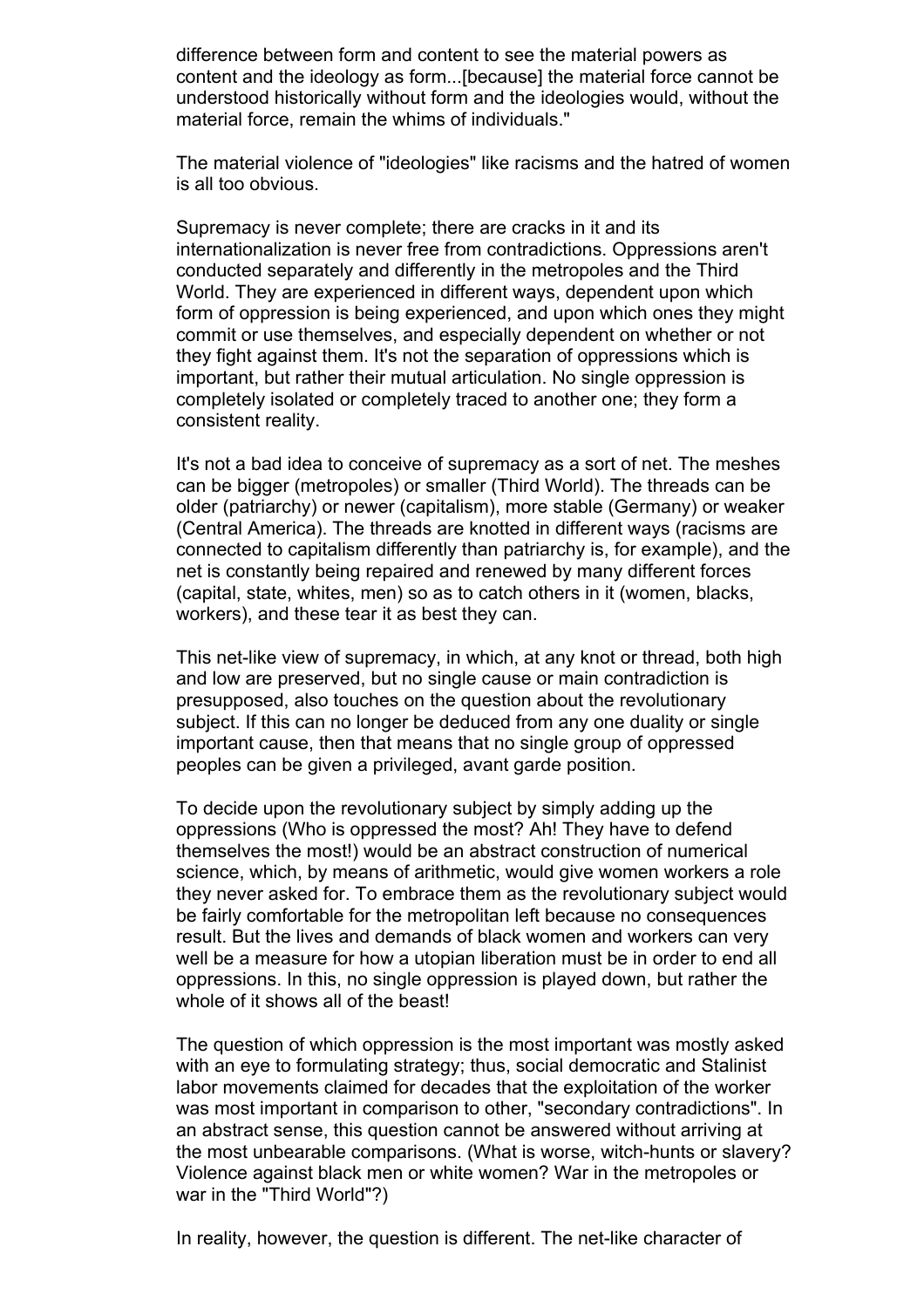difference between form and content to see the material powers as content and the ideology as form...[because] the material force cannot be understood historically without form and the ideologies would, without the material force, remain the whims of individuals."

The material violence of "ideologies" like racisms and the hatred of women is all too obvious.

Supremacy is never complete; there are cracks in it and its internationalization is never free from contradictions. Oppressions aren't conducted separately and differently in the metropoles and the Third World. They are experienced in different ways, dependent upon which form of oppression is being experienced, and upon which ones they might commit or use themselves, and especially dependent on whether or not they fight against them. It's not the separation of oppressions which is important, but rather their mutual articulation. No single oppression is completely isolated or completely traced to another one; they form a consistent reality.

It's not a bad idea to conceive of supremacy as a sort of net. The meshes can be bigger (metropoles) or smaller (Third World). The threads can be older (patriarchy) or newer (capitalism), more stable (Germany) or weaker (Central America). The threads are knotted in different ways (racisms are connected to capitalism differently than patriarchy is, for example), and the net is constantly being repaired and renewed by many different forces (capital, state, whites, men) so as to catch others in it (women, blacks, workers), and these tear it as best they can.

This net-like view of supremacy, in which, at any knot or thread, both high and low are preserved, but no single cause or main contradiction is presupposed, also touches on the question about the revolutionary subject. If this can no longer be deduced from any one duality or single important cause, then that means that no single group of oppressed peoples can be given a privileged, avant garde position.

To decide upon the revolutionary subject by simply adding up the oppressions (Who is oppressed the most? Ah! They have to defend themselves the most!) would be an abstract construction of numerical science, which, by means of arithmetic, would give women workers a role they never asked for. To embrace them as the revolutionary subject would be fairly comfortable for the metropolitan left because no consequences result. But the lives and demands of black women and workers can very well be a measure for how a utopian liberation must be in order to end all oppressions. In this, no single oppression is played down, but rather the whole of it shows all of the beast!

The question of which oppression is the most important was mostly asked with an eye to formulating strategy; thus, social democratic and Stalinist labor movements claimed for decades that the exploitation of the worker was most important in comparison to other, "secondary contradictions". In an abstract sense, this question cannot be answered without arriving at the most unbearable comparisons. (What is worse, witch-hunts or slavery? Violence against black men or white women? War in the metropoles or war in the "Third World"?)

In reality, however, the question is different. The net-like character of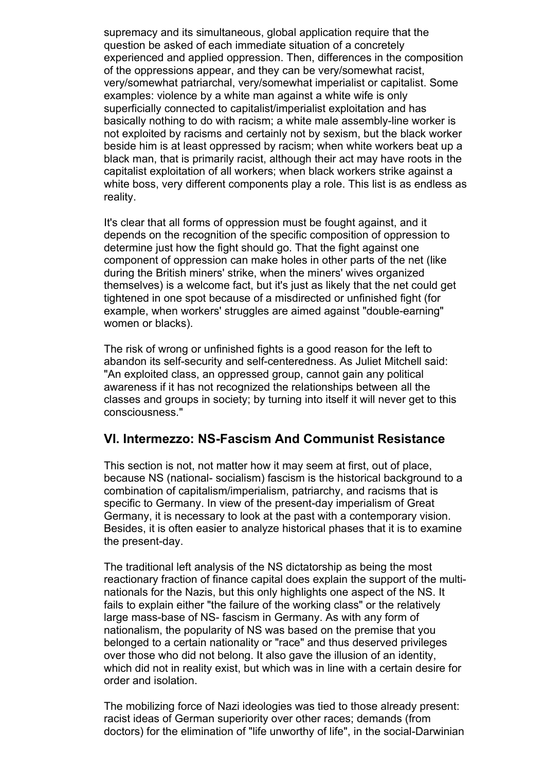supremacy and its simultaneous, global application require that the question be asked of each immediate situation of a concretely experienced and applied oppression. Then, differences in the composition of the oppressions appear, and they can be very/somewhat racist, very/somewhat patriarchal, very/somewhat imperialist or capitalist. Some examples: violence by a white man against a white wife is only superficially connected to capitalist/imperialist exploitation and has basically nothing to do with racism; a white male assembly-line worker is not exploited by racisms and certainly not by sexism, but the black worker beside him is at least oppressed by racism; when white workers beat up a black man, that is primarily racist, although their act may have roots in the capitalist exploitation of all workers; when black workers strike against a white boss, very different components play a role. This list is as endless as reality.

It's clear that all forms of oppression must be fought against, and it depends on the recognition of the specific composition of oppression to determine just how the fight should go. That the fight against one component of oppression can make holes in other parts of the net (like during the British miners' strike, when the miners' wives organized themselves) is a welcome fact, but it's just as likely that the net could get tightened in one spot because of a misdirected or unfinished fight (for example, when workers' struggles are aimed against "double-earning" women or blacks).

The risk of wrong or unfinished fights is a good reason for the left to abandon its self-security and self-centeredness. As Juliet Mitchell said: "An exploited class, an oppressed group, cannot gain any political awareness if it has not recognized the relationships between all the classes and groups in society; by turning into itself it will never get to this consciousness."

## VI. Intermezzo: NS-Fascism And Communist Resistance

This section is not, not matter how it may seem at first, out of place, because NS (national- socialism) fascism is the historical background to a combination of capitalism/imperialism, patriarchy, and racisms that is specific to Germany. In view of the present-day imperialism of Great Germany, it is necessary to look at the past with a contemporary vision. Besides, it is often easier to analyze historical phases that it is to examine the present-day.

The traditional left analysis of the NS dictatorship as being the most reactionary fraction of finance capital does explain the support of the multi-nationals for the Nazis, but this only highlights one aspect of the NS. It fails to explain either "the failure of the working class" or the relatively large mass-base of NS- fascism in Germany. As with any form of nationalism, the popularity of NS was based on the premise that you belonged to a certain nationality or "race" and thus deserved privileges over those who did not belong. It also gave the illusion of an identity, which did not in reality exist, but which was in line with a certain desire for order and isolation.

The mobilizing force of Nazi ideologies was tied to those already present: racist ideas of German superiority over other races; demands (from doctors) for the elimination of "life unworthy of life", in the social-Darwinian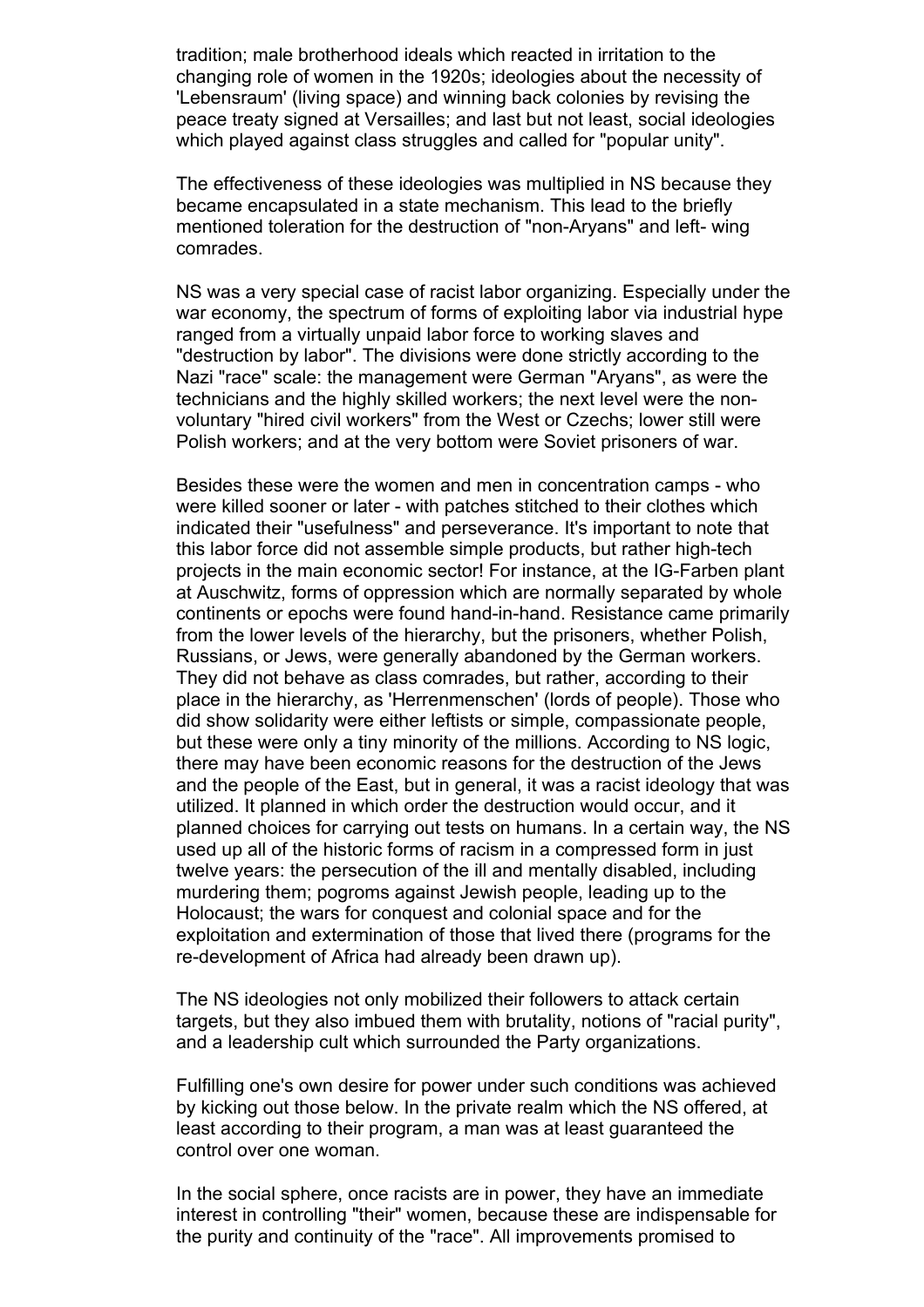tradition; male brotherhood ideals which reacted in irritation to the changing role of women in the 1920s; ideologies about the necessity of 'Lebensraum' (living space) and winning back colonies by revising the peace treaty signed at Versailles; and last but not least, social ideologies which played against class struggles and called for "popular unity".

The effectiveness of these ideologies was multiplied in NS because they became encapsulated in a state mechanism. This lead to the briefly mentioned toleration for the destruction of "non-Aryans" and left- wing comrades.

NS was a very special case of racist labor organizing. Especially under the war economy, the spectrum of forms of exploiting labor via industrial hype ranged from a virtually unpaid labor force to working slaves and "destruction by labor". The divisions were done strictly according to the Nazi "race" scale: the management were German "Aryans", as were the technicians and the highly skilled workers; the next level were the non-voluntary "hired civil workers" from the West or Czechs; lower still were Polish workers; and at the very bottom were Soviet prisoners of war.

Besides these were the women and men in concentration camps - who were killed sooner or later - with patches stitched to their clothes which indicated their "usefulness" and perseverance. It's important to note that this labor force did not assemble simple products, but rather high-tech projects in the main economic sector! For instance, at the IG-Farben plant at Auschwitz, forms of oppression which are normally separated by whole continents or epochs were found hand-in-hand. Resistance came primarily from the lower levels of the hierarchy, but the prisoners, whether Polish, Russians, or Jews, were generally abandoned by the German workers. They did not behave as class comrades, but rather, according to their place in the hierarchy, as 'Herrenmenschen' (lords of people). Those who did show solidarity were either leftists or simple, compassionate people, but these were only a tiny minority of the millions. According to NS logic, there may have been economic reasons for the destruction of the Jews and the people of the East, but in general, it was a racist ideology that was utilized. It planned in which order the destruction would occur, and it planned choices for carrying out tests on humans. In a certain way, the NS used up all of the historic forms of racism in a compressed form in just twelve years: the persecution of the ill and mentally disabled, including murdering them; pogroms against Jewish people, leading up to the Holocaust; the wars for conquest and colonial space and for the exploitation and extermination of those that lived there (programs for the re-development of Africa had already been drawn up).

The NS ideologies not only mobilized their followers to attack certain targets, but they also imbued them with brutality, notions of "racial purity", and a leadership cult which surrounded the Party organizations.

Fulfilling one's own desire for power under such conditions was achieved by kicking out those below. In the private realm which the NS offered, at least according to their program, a man was at least guaranteed the control over one woman.

In the social sphere, once racists are in power, they have an immediate interest in controlling "their" women, because these are indispensable for the purity and continuity of the "race". All improvements promised to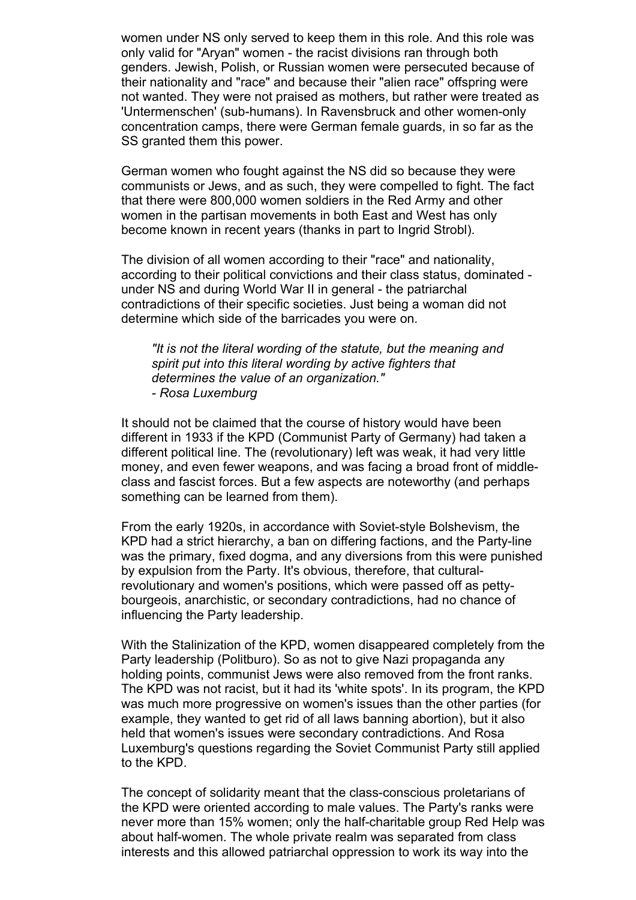women under NS only served to keep them in this role. And this role was only valid for "Aryan" women - the racist divisions ran through both genders. Jewish, Polish, or Russian women were persecuted because of their nationality and "race" and because their "alien race" offspring were not wanted. They were not praised as mothers, but rather were treated as 'Untermenschen' (sub-humans). In Ravensbruck and other women-only concentration camps, there were German female guards, in so far as the SS granted them this power.

German women who fought against the NS did so because they were communists or Jews, and as such, they were compelled to fight. The fact that there were 800,000 women soldiers in the Red Army and other women in the partisan movements in both East and West has only become known in recent years (thanks in part to Ingrid Strobl).

The division of all women according to their "race" and nationality, according to their political convictions and their class status, dominated - under NS and during World War II in general - the patriarchal contradictions of their specific societies. Just being a woman did not determine which side of the barricades you were on.

> *"It is not the literal wording of the statute, but the meaning and spirit put into this literal wording by active fighters that determines the value of an organization."*
> *- Rosa Luxemburg*

It should not be claimed that the course of history would have been different in 1933 if the KPD (Communist Party of Germany) had taken a different political line. The (revolutionary) left was weak, it had very little money, and even fewer weapons, and was facing a broad front of middle-class and fascist forces. But a few aspects are noteworthy (and perhaps something can be learned from them).

From the early 1920s, in accordance with Soviet-style Bolshevism, the KPD had a strict hierarchy, a ban on differing factions, and the Party-line was the primary, fixed dogma, and any diversions from this were punished by expulsion from the Party. It's obvious, therefore, that cultural-revolutionary and women's positions, which were passed off as petty-bourgeois, anarchistic, or secondary contradictions, had no chance of influencing the Party leadership.

With the Stalinization of the KPD, women disappeared completely from the Party leadership (Politburo). So as not to give Nazi propaganda any holding points, communist Jews were also removed from the front ranks. The KPD was not racist, but it had its 'white spots'. In its program, the KPD was much more progressive on women's issues than the other parties (for example, they wanted to get rid of all laws banning abortion), but it also held that women's issues were secondary contradictions. And Rosa Luxemburg's questions regarding the Soviet Communist Party still applied to the KPD.

The concept of solidarity meant that the class-conscious proletarians of the KPD were oriented according to male values. The Party's ranks were never more than 15% women; only the half-charitable group Red Help was about half-women. The whole private realm was separated from class interests and this allowed patriarchal oppression to work its way into the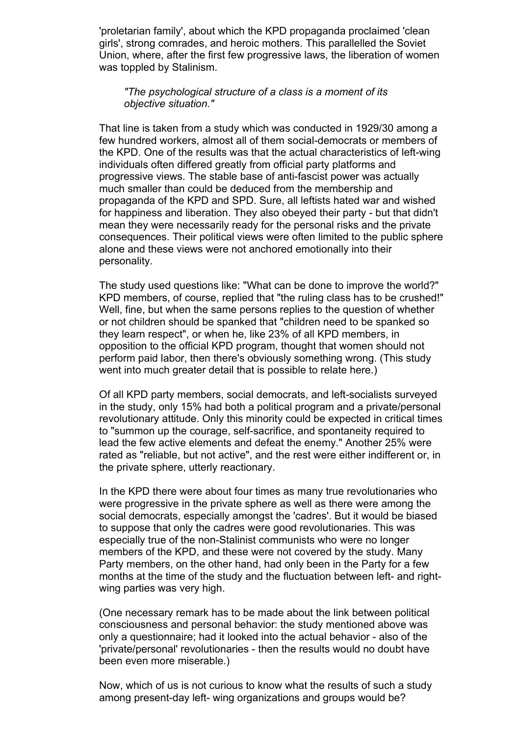'proletarian family', about which the KPD propaganda proclaimed 'clean girls', strong comrades, and heroic mothers. This parallelled the Soviet Union, where, after the first few progressive laws, the liberation of women was toppled by Stalinism.

> *"The psychological structure of a class is a moment of its objective situation."*

That line is taken from a study which was conducted in 1929/30 among a few hundred workers, almost all of them social-democrats or members of the KPD. One of the results was that the actual characteristics of left-wing individuals often differed greatly from official party platforms and progressive views. The stable base of anti-fascist power was actually much smaller than could be deduced from the membership and propaganda of the KPD and SPD. Sure, all leftists hated war and wished for happiness and liberation. They also obeyed their party - but that didn't mean they were necessarily ready for the personal risks and the private consequences. Their political views were often limited to the public sphere alone and these views were not anchored emotionally into their personality.

The study used questions like: "What can be done to improve the world?" KPD members, of course, replied that "the ruling class has to be crushed!" Well, fine, but when the same persons replies to the question of whether or not children should be spanked that "children need to be spanked so they learn respect", or when he, like 23% of all KPD members, in opposition to the official KPD program, thought that women should not perform paid labor, then there's obviously something wrong. (This study went into much greater detail that is possible to relate here.)

Of all KPD party members, social democrats, and left-socialists surveyed in the study, only 15% had both a political program and a private/personal revolutionary attitude. Only this minority could be expected in critical times to "summon up the courage, self-sacrifice, and spontaneity required to lead the few active elements and defeat the enemy." Another 25% were rated as "reliable, but not active", and the rest were either indifferent or, in the private sphere, utterly reactionary.

In the KPD there were about four times as many true revolutionaries who were progressive in the private sphere as well as there were among the social democrats, especially amongst the 'cadres'. But it would be biased to suppose that only the cadres were good revolutionaries. This was especially true of the non-Stalinist communists who were no longer members of the KPD, and these were not covered by the study. Many Party members, on the other hand, had only been in the Party for a few months at the time of the study and the fluctuation between left- and right-wing parties was very high.

(One necessary remark has to be made about the link between political consciousness and personal behavior: the study mentioned above was only a questionnaire; had it looked into the actual behavior - also of the 'private/personal' revolutionaries - then the results would no doubt have been even more miserable.)

Now, which of us is not curious to know what the results of such a study among present-day left- wing organizations and groups would be?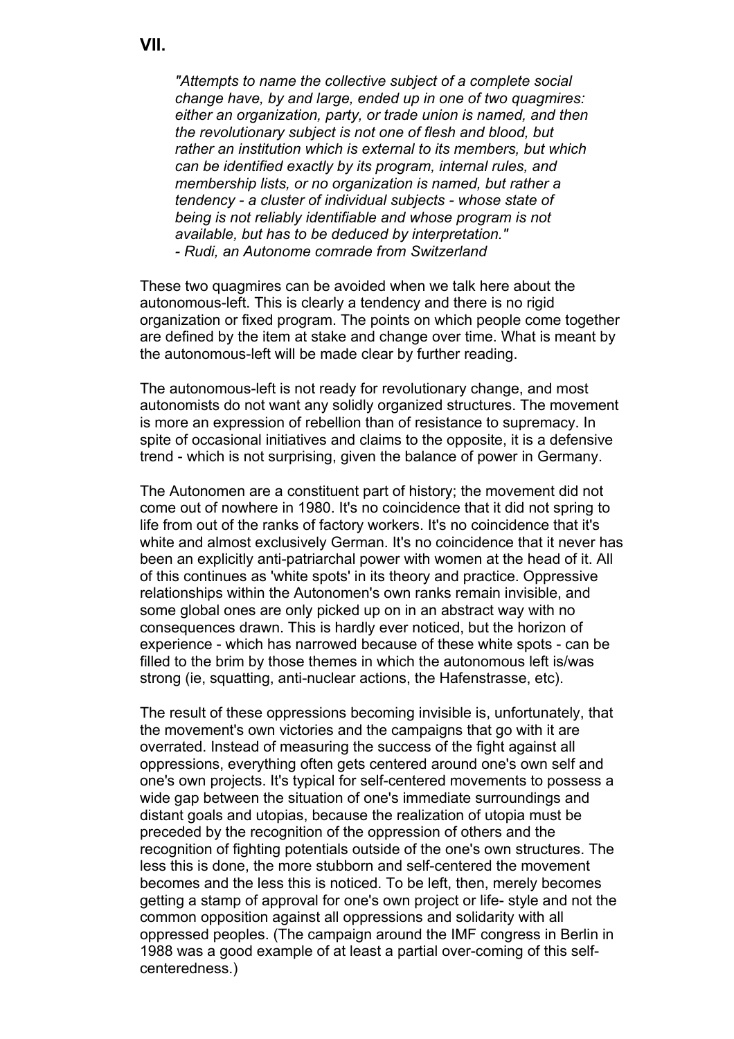## VII.

> *"Attempts to name the collective subject of a complete social change have, by and large, ended up in one of two quagmires: either an organization, party, or trade union is named, and then the revolutionary subject is not one of flesh and blood, but rather an institution which is external to its members, but which can be identified exactly by its program, internal rules, and membership lists, or no organization is named, but rather a tendency - a cluster of individual subjects - whose state of being is not reliably identifiable and whose program is not available, but has to be deduced by interpretation."*
> *- Rudi, an Autonome comrade from Switzerland*

These two quagmires can be avoided when we talk here about the autonomous-left. This is clearly a tendency and there is no rigid organization or fixed program. The points on which people come together are defined by the item at stake and change over time. What is meant by the autonomous-left will be made clear by further reading.

The autonomous-left is not ready for revolutionary change, and most autonomists do not want any solidly organized structures. The movement is more an expression of rebellion than of resistance to supremacy. In spite of occasional initiatives and claims to the opposite, it is a defensive trend - which is not surprising, given the balance of power in Germany.

The Autonomen are a constituent part of history; the movement did not come out of nowhere in 1980. It's no coincidence that it did not spring to life from out of the ranks of factory workers. It's no coincidence that it's white and almost exclusively German. It's no coincidence that it never has been an explicitly anti-patriarchal power with women at the head of it. All of this continues as 'white spots' in its theory and practice. Oppressive relationships within the Autonomen's own ranks remain invisible, and some global ones are only picked up on in an abstract way with no consequences drawn. This is hardly ever noticed, but the horizon of experience - which has narrowed because of these white spots - can be filled to the brim by those themes in which the autonomous left is/was strong (ie, squatting, anti-nuclear actions, the Hafenstrasse, etc).

The result of these oppressions becoming invisible is, unfortunately, that the movement's own victories and the campaigns that go with it are overrated. Instead of measuring the success of the fight against all oppressions, everything often gets centered around one's own self and one's own projects. It's typical for self-centered movements to possess a wide gap between the situation of one's immediate surroundings and distant goals and utopias, because the realization of utopia must be preceded by the recognition of the oppression of others and the recognition of fighting potentials outside of the one's own structures. The less this is done, the more stubborn and self-centered the movement becomes and the less this is noticed. To be left, then, merely becomes getting a stamp of approval for one's own project or life- style and not the common opposition against all oppressions and solidarity with all oppressed peoples. (The campaign around the IMF congress in Berlin in 1988 was a good example of at least a partial over-coming of this self-centeredness.)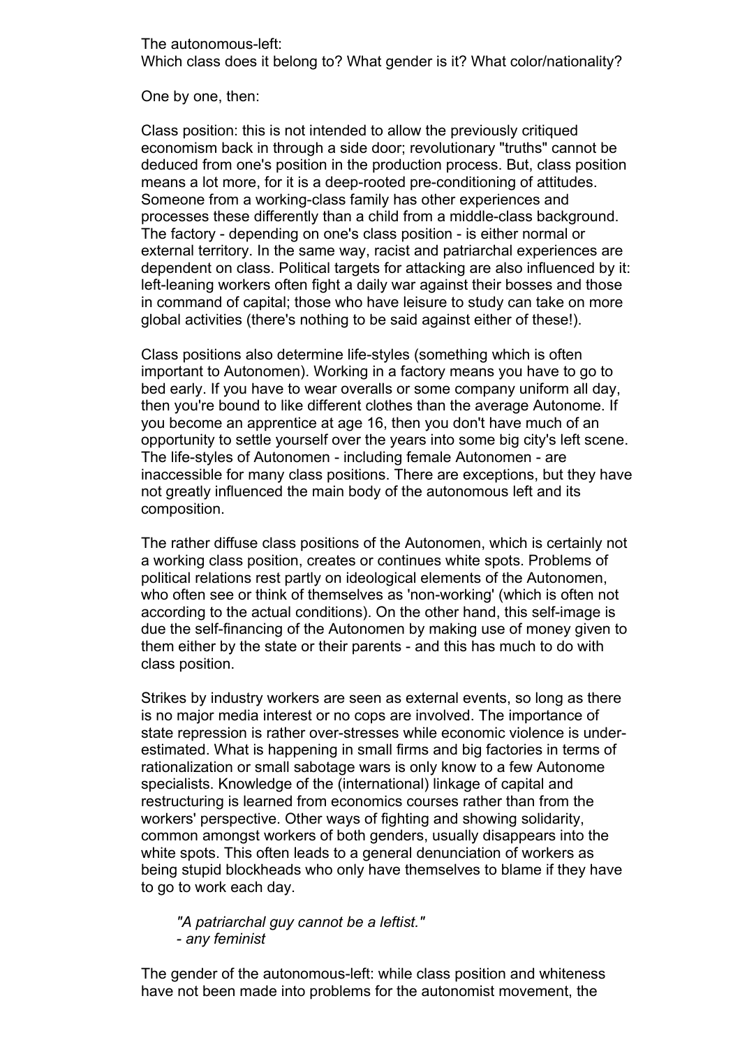The autonomous-left:
Which class does it belong to? What gender is it? What color/nationality?

One by one, then:

Class position: this is not intended to allow the previously critiqued economism back in through a side door; revolutionary "truths" cannot be deduced from one's position in the production process. But, class position means a lot more, for it is a deep-rooted pre-conditioning of attitudes. Someone from a working-class family has other experiences and processes these differently than a child from a middle-class background. The factory - depending on one's class position - is either normal or external territory. In the same way, racist and patriarchal experiences are dependent on class. Political targets for attacking are also influenced by it: left-leaning workers often fight a daily war against their bosses and those in command of capital; those who have leisure to study can take on more global activities (there's nothing to be said against either of these!).

Class positions also determine life-styles (something which is often important to Autonomen). Working in a factory means you have to go to bed early. If you have to wear overalls or some company uniform all day, then you're bound to like different clothes than the average Autonome. If you become an apprentice at age 16, then you don't have much of an opportunity to settle yourself over the years into some big city's left scene. The life-styles of Autonomen - including female Autonomen - are inaccessible for many class positions. There are exceptions, but they have not greatly influenced the main body of the autonomous left and its composition.

The rather diffuse class positions of the Autonomen, which is certainly not a working class position, creates or continues white spots. Problems of political relations rest partly on ideological elements of the Autonomen, who often see or think of themselves as 'non-working' (which is often not according to the actual conditions). On the other hand, this self-image is due the self-financing of the Autonomen by making use of money given to them either by the state or their parents - and this has much to do with class position.

Strikes by industry workers are seen as external events, so long as there is no major media interest or no cops are involved. The importance of state repression is rather over-stresses while economic violence is under-estimated. What is happening in small firms and big factories in terms of rationalization or small sabotage wars is only know to a few Autonome specialists. Knowledge of the (international) linkage of capital and restructuring is learned from economics courses rather than from the workers' perspective. Other ways of fighting and showing solidarity, common amongst workers of both genders, usually disappears into the white spots. This often leads to a general denunciation of workers as being stupid blockheads who only have themselves to blame if they have to go to work each day.

> *"A patriarchal guy cannot be a leftist."*
> *- any feminist*

The gender of the autonomous-left: while class position and whiteness have not been made into problems for the autonomist movement, the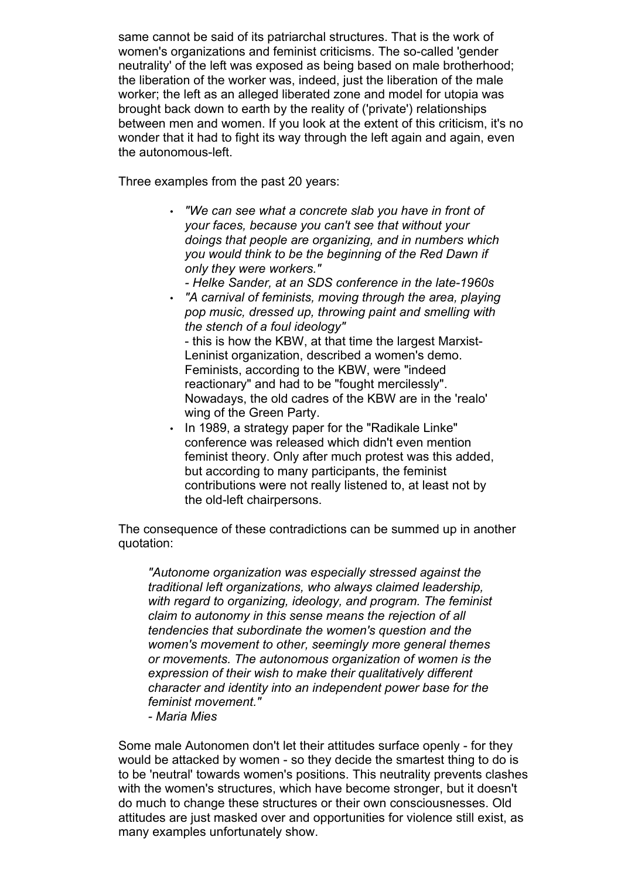same cannot be said of its patriarchal structures. That is the work of women's organizations and feminist criticisms. The so-called 'gender neutrality' of the left was exposed as being based on male brotherhood; the liberation of the worker was, indeed, just the liberation of the male worker; the left as an alleged liberated zone and model for utopia was brought back down to earth by the reality of ('private') relationships between men and women. If you look at the extent of this criticism, it's no wonder that it had to fight its way through the left again and again, even the autonomous-left.

Three examples from the past 20 years:

- *"We can see what a concrete slab you have in front of your faces, because you can't see that without your doings that people are organizing, and in numbers which you would think to be the beginning of the Red Dawn if only they were workers."*
  *- Helke Sander, at an SDS conference in the late-1960s*
- *"A carnival of feminists, moving through the area, playing pop music, dressed up, throwing paint and smelling with the stench of a foul ideology"*
  - this is how the KBW, at that time the largest Marxist-Leninist organization, described a women's demo. Feminists, according to the KBW, were "indeed reactionary" and had to be "fought mercilessly". Nowadays, the old cadres of the KBW are in the 'realo' wing of the Green Party.
- In 1989, a strategy paper for the "Radikale Linke" conference was released which didn't even mention feminist theory. Only after much protest was this added, but according to many participants, the feminist contributions were not really listened to, at least not by the old-left chairpersons.

The consequence of these contradictions can be summed up in another quotation:

> *"Autonome organization was especially stressed against the traditional left organizations, who always claimed leadership, with regard to organizing, ideology, and program. The feminist claim to autonomy in this sense means the rejection of all tendencies that subordinate the women's question and the women's movement to other, seemingly more general themes or movements. The autonomous organization of women is the expression of their wish to make their qualitatively different character and identity into an independent power base for the feminist movement."*
> *- Maria Mies*

Some male Autonomen don't let their attitudes surface openly - for they would be attacked by women - so they decide the smartest thing to do is to be 'neutral' towards women's positions. This neutrality prevents clashes with the women's structures, which have become stronger, but it doesn't do much to change these structures or their own consciousnesses. Old attitudes are just masked over and opportunities for violence still exist, as many examples unfortunately show.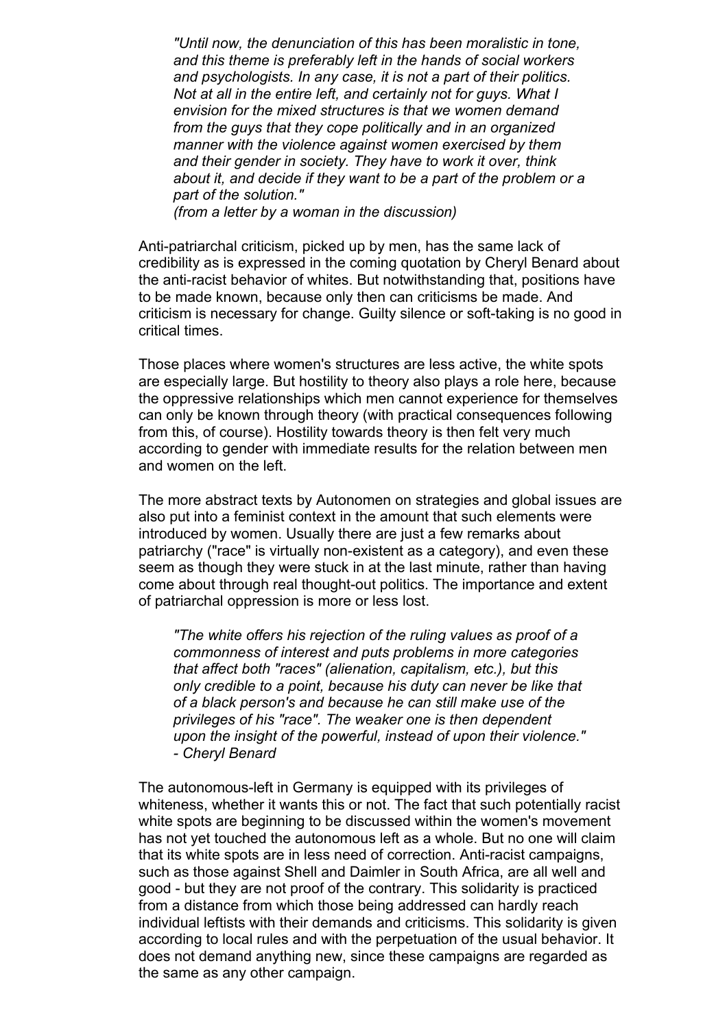> *"Until now, the denunciation of this has been moralistic in tone, and this theme is preferably left in the hands of social workers and psychologists. In any case, it is not a part of their politics. Not at all in the entire left, and certainly not for guys. What I envision for the mixed structures is that we women demand from the guys that they cope politically and in an organized manner with the violence against women exercised by them and their gender in society. They have to work it over, think about it, and decide if they want to be a part of the problem or a part of the solution."*
> *(from a letter by a woman in the discussion)*

Anti-patriarchal criticism, picked up by men, has the same lack of credibility as is expressed in the coming quotation by Cheryl Benard about the anti-racist behavior of whites. But notwithstanding that, positions have to be made known, because only then can criticisms be made. And criticism is necessary for change. Guilty silence or soft-taking is no good in critical times.

Those places where women's structures are less active, the white spots are especially large. But hostility to theory also plays a role here, because the oppressive relationships which men cannot experience for themselves can only be known through theory (with practical consequences following from this, of course). Hostility towards theory is then felt very much according to gender with immediate results for the relation between men and women on the left.

The more abstract texts by Autonomen on strategies and global issues are also put into a feminist context in the amount that such elements were introduced by women. Usually there are just a few remarks about patriarchy ("race" is virtually non-existent as a category), and even these seem as though they were stuck in at the last minute, rather than having come about through real thought-out politics. The importance and extent of patriarchal oppression is more or less lost.

> *"The white offers his rejection of the ruling values as proof of a commonness of interest and puts problems in more categories that affect both "races" (alienation, capitalism, etc.), but this only credible to a point, because his duty can never be like that of a black person's and because he can still make use of the privileges of his "race". The weaker one is then dependent upon the insight of the powerful, instead of upon their violence."*
> *- Cheryl Benard*

The autonomous-left in Germany is equipped with its privileges of whiteness, whether it wants this or not. The fact that such potentially racist white spots are beginning to be discussed within the women's movement has not yet touched the autonomous left as a whole. But no one will claim that its white spots are in less need of correction. Anti-racist campaigns, such as those against Shell and Daimler in South Africa, are all well and good - but they are not proof of the contrary. This solidarity is practiced from a distance from which those being addressed can hardly reach individual leftists with their demands and criticisms. This solidarity is given according to local rules and with the perpetuation of the usual behavior. It does not demand anything new, since these campaigns are regarded as the same as any other campaign.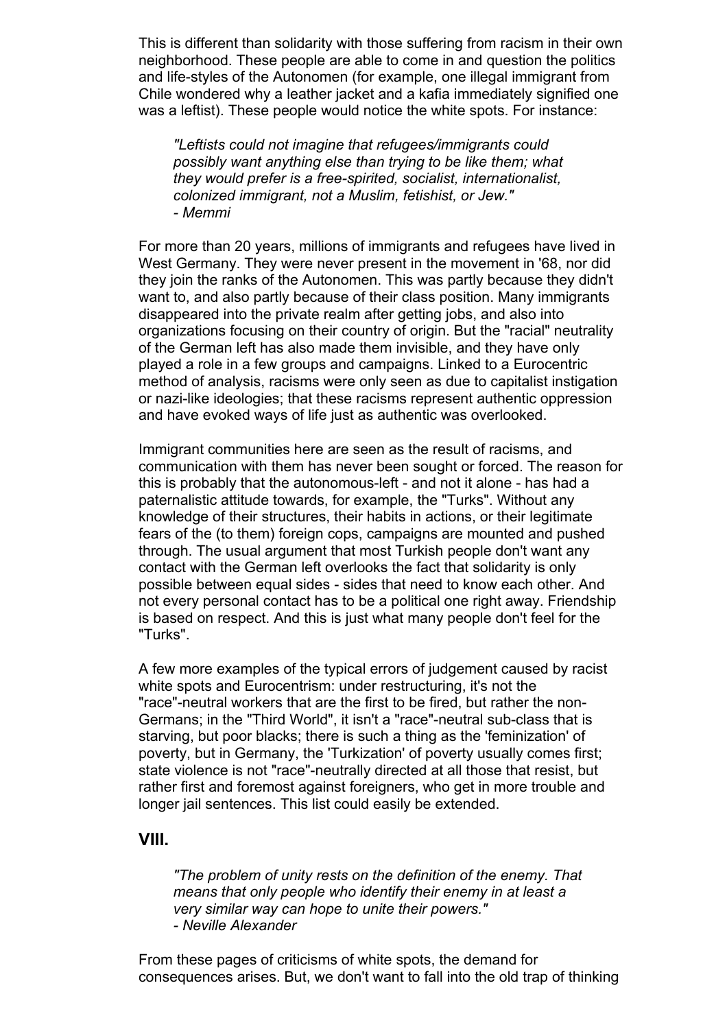This is different than solidarity with those suffering from racism in their own neighborhood. These people are able to come in and question the politics and life-styles of the Autonomen (for example, one illegal immigrant from Chile wondered why a leather jacket and a kafia immediately signified one was a leftist). These people would notice the white spots. For instance:

> *"Leftists could not imagine that refugees/immigrants could possibly want anything else than trying to be like them; what they would prefer is a free-spirited, socialist, internationalist, colonized immigrant, not a Muslim, fetishist, or Jew."*
> *- Memmi*

For more than 20 years, millions of immigrants and refugees have lived in West Germany. They were never present in the movement in '68, nor did they join the ranks of the Autonomen. This was partly because they didn't want to, and also partly because of their class position. Many immigrants disappeared into the private realm after getting jobs, and also into organizations focusing on their country of origin. But the "racial" neutrality of the German left has also made them invisible, and they have only played a role in a few groups and campaigns. Linked to a Eurocentric method of analysis, racisms were only seen as due to capitalist instigation or nazi-like ideologies; that these racisms represent authentic oppression and have evoked ways of life just as authentic was overlooked.

Immigrant communities here are seen as the result of racisms, and communication with them has never been sought or forced. The reason for this is probably that the autonomous-left - and not it alone - has had a paternalistic attitude towards, for example, the "Turks". Without any knowledge of their structures, their habits in actions, or their legitimate fears of the (to them) foreign cops, campaigns are mounted and pushed through. The usual argument that most Turkish people don't want any contact with the German left overlooks the fact that solidarity is only possible between equal sides - sides that need to know each other. And not every personal contact has to be a political one right away. Friendship is based on respect. And this is just what many people don't feel for the "Turks".

A few more examples of the typical errors of judgement caused by racist white spots and Eurocentrism: under restructuring, it's not the "race"-neutral workers that are the first to be fired, but rather the non-Germans; in the "Third World", it isn't a "race"-neutral sub-class that is starving, but poor blacks; there is such a thing as the 'feminization' of poverty, but in Germany, the 'Turkization' of poverty usually comes first; state violence is not "race"-neutrally directed at all those that resist, but rather first and foremost against foreigners, who get in more trouble and longer jail sentences. This list could easily be extended.

## VIII.

> *"The problem of unity rests on the definition of the enemy. That means that only people who identify their enemy in at least a very similar way can hope to unite their powers."*
> *- Neville Alexander*

From these pages of criticisms of white spots, the demand for consequences arises. But, we don't want to fall into the old trap of thinking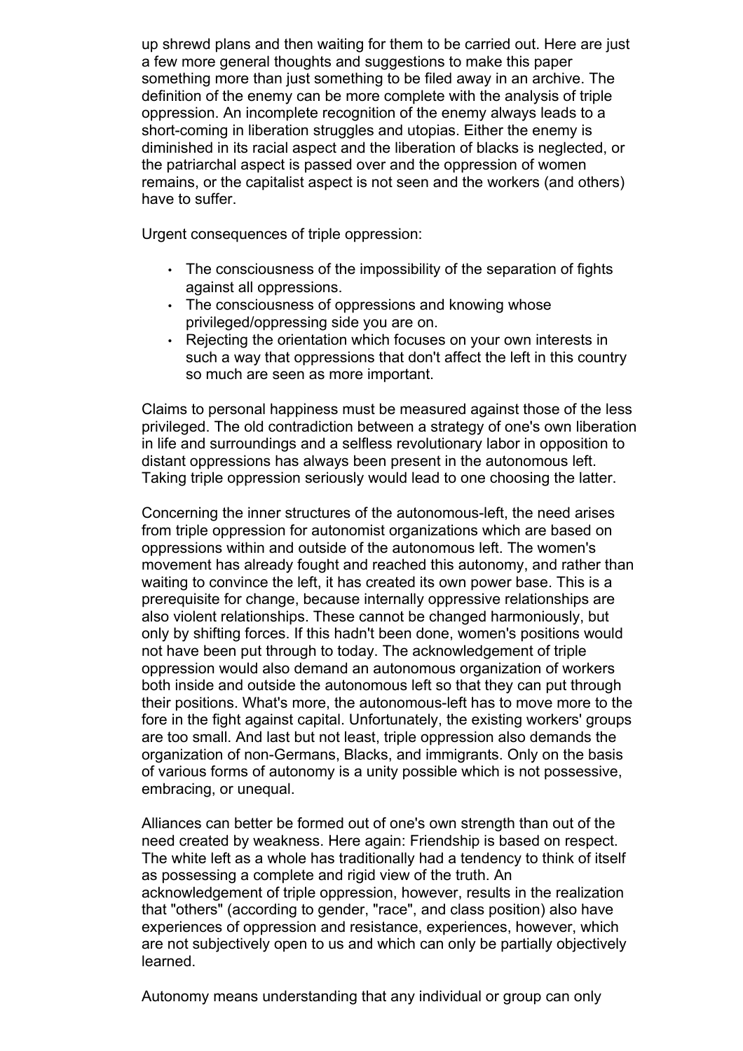up shrewd plans and then waiting for them to be carried out. Here are just a few more general thoughts and suggestions to make this paper something more than just something to be filed away in an archive. The definition of the enemy can be more complete with the analysis of triple oppression. An incomplete recognition of the enemy always leads to a short-coming in liberation struggles and utopias. Either the enemy is diminished in its racial aspect and the liberation of blacks is neglected, or the patriarchal aspect is passed over and the oppression of women remains, or the capitalist aspect is not seen and the workers (and others) have to suffer.

Urgent consequences of triple oppression:

- The consciousness of the impossibility of the separation of fights against all oppressions.
- The consciousness of oppressions and knowing whose privileged/oppressing side you are on.
- Rejecting the orientation which focuses on your own interests in such a way that oppressions that don't affect the left in this country so much are seen as more important.

Claims to personal happiness must be measured against those of the less privileged. The old contradiction between a strategy of one's own liberation in life and surroundings and a selfless revolutionary labor in opposition to distant oppressions has always been present in the autonomous left. Taking triple oppression seriously would lead to one choosing the latter.

Concerning the inner structures of the autonomous-left, the need arises from triple oppression for autonomist organizations which are based on oppressions within and outside of the autonomous left. The women's movement has already fought and reached this autonomy, and rather than waiting to convince the left, it has created its own power base. This is a prerequisite for change, because internally oppressive relationships are also violent relationships. These cannot be changed harmoniously, but only by shifting forces. If this hadn't been done, women's positions would not have been put through to today. The acknowledgement of triple oppression would also demand an autonomous organization of workers both inside and outside the autonomous left so that they can put through their positions. What's more, the autonomous-left has to move more to the fore in the fight against capital. Unfortunately, the existing workers' groups are too small. And last but not least, triple oppression also demands the organization of non-Germans, Blacks, and immigrants. Only on the basis of various forms of autonomy is a unity possible which is not possessive, embracing, or unequal.

Alliances can better be formed out of one's own strength than out of the need created by weakness. Here again: Friendship is based on respect. The white left as a whole has traditionally had a tendency to think of itself as possessing a complete and rigid view of the truth. An acknowledgement of triple oppression, however, results in the realization that "others" (according to gender, "race", and class position) also have experiences of oppression and resistance, experiences, however, which are not subjectively open to us and which can only be partially objectively learned.

Autonomy means understanding that any individual or group can only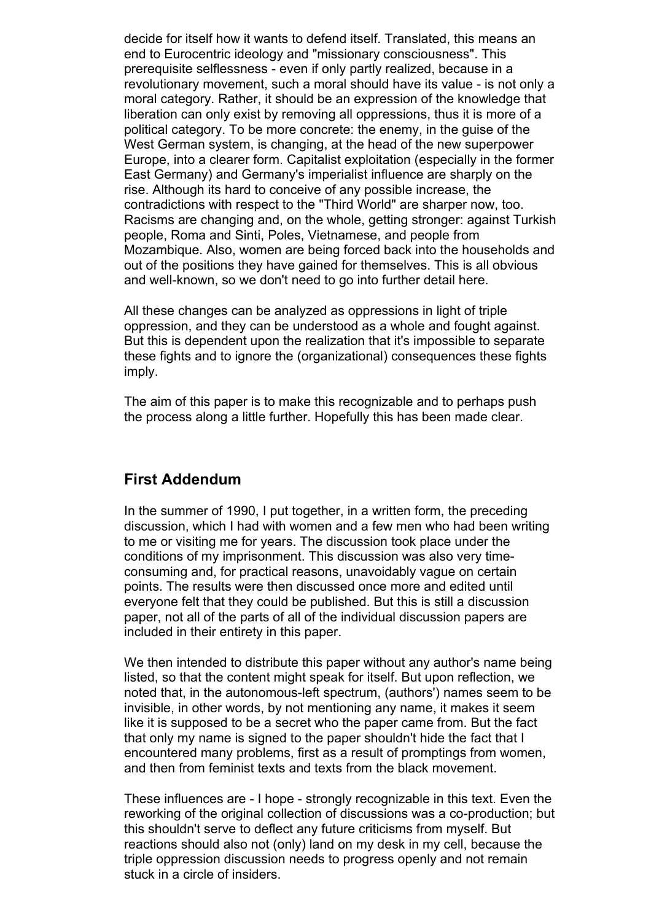decide for itself how it wants to defend itself. Translated, this means an end to Eurocentric ideology and "missionary consciousness". This prerequisite selflessness - even if only partly realized, because in a revolutionary movement, such a moral should have its value - is not only a moral category. Rather, it should be an expression of the knowledge that liberation can only exist by removing all oppressions, thus it is more of a political category. To be more concrete: the enemy, in the guise of the West German system, is changing, at the head of the new superpower Europe, into a clearer form. Capitalist exploitation (especially in the former East Germany) and Germany's imperialist influence are sharply on the rise. Although its hard to conceive of any possible increase, the contradictions with respect to the "Third World" are sharper now, too. Racisms are changing and, on the whole, getting stronger: against Turkish people, Roma and Sinti, Poles, Vietnamese, and people from Mozambique. Also, women are being forced back into the households and out of the positions they have gained for themselves. This is all obvious and well-known, so we don't need to go into further detail here.

All these changes can be analyzed as oppressions in light of triple oppression, and they can be understood as a whole and fought against. But this is dependent upon the realization that it's impossible to separate these fights and to ignore the (organizational) consequences these fights imply.

The aim of this paper is to make this recognizable and to perhaps push the process along a little further. Hopefully this has been made clear.

## First Addendum

In the summer of 1990, I put together, in a written form, the preceding discussion, which I had with women and a few men who had been writing to me or visiting me for years. The discussion took place under the conditions of my imprisonment. This discussion was also very time-consuming and, for practical reasons, unavoidably vague on certain points. The results were then discussed once more and edited until everyone felt that they could be published. But this is still a discussion paper, not all of the parts of all of the individual discussion papers are included in their entirety in this paper.

We then intended to distribute this paper without any author's name being listed, so that the content might speak for itself. But upon reflection, we noted that, in the autonomous-left spectrum, (authors') names seem to be invisible, in other words, by not mentioning any name, it makes it seem like it is supposed to be a secret who the paper came from. But the fact that only my name is signed to the paper shouldn't hide the fact that I encountered many problems, first as a result of promptings from women, and then from feminist texts and texts from the black movement.

These influences are - I hope - strongly recognizable in this text. Even the reworking of the original collection of discussions was a co-production; but this shouldn't serve to deflect any future criticisms from myself. But reactions should also not (only) land on my desk in my cell, because the triple oppression discussion needs to progress openly and not remain stuck in a circle of insiders.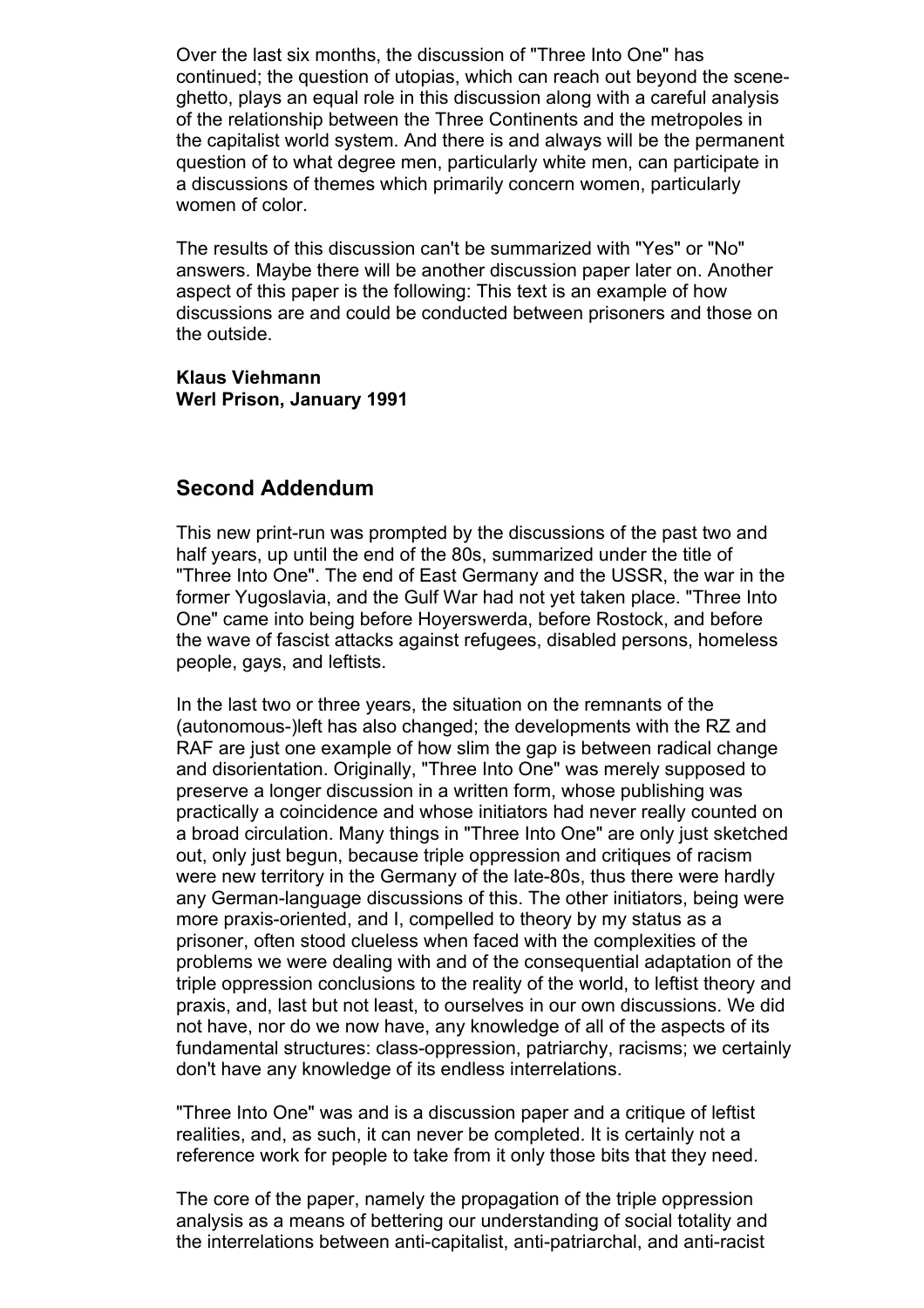Over the last six months, the discussion of "Three Into One" has continued; the question of utopias, which can reach out beyond the scene-ghetto, plays an equal role in this discussion along with a careful analysis of the relationship between the Three Continents and the metropoles in the capitalist world system. And there is and always will be the permanent question of to what degree men, particularly white men, can participate in a discussions of themes which primarily concern women, particularly women of color.

The results of this discussion can't be summarized with "Yes" or "No" answers. Maybe there will be another discussion paper later on. Another aspect of this paper is the following: This text is an example of how discussions are and could be conducted between prisoners and those on the outside.

**Klaus Viehmann**
**Werl Prison, January 1991**

## Second Addendum

This new print-run was prompted by the discussions of the past two and half years, up until the end of the 80s, summarized under the title of "Three Into One". The end of East Germany and the USSR, the war in the former Yugoslavia, and the Gulf War had not yet taken place. "Three Into One" came into being before Hoyerswerda, before Rostock, and before the wave of fascist attacks against refugees, disabled persons, homeless people, gays, and leftists.

In the last two or three years, the situation on the remnants of the (autonomous-)left has also changed; the developments with the RZ and RAF are just one example of how slim the gap is between radical change and disorientation. Originally, "Three Into One" was merely supposed to preserve a longer discussion in a written form, whose publishing was practically a coincidence and whose initiators had never really counted on a broad circulation. Many things in "Three Into One" are only just sketched out, only just begun, because triple oppression and critiques of racism were new territory in the Germany of the late-80s, thus there were hardly any German-language discussions of this. The other initiators, being were more praxis-oriented, and I, compelled to theory by my status as a prisoner, often stood clueless when faced with the complexities of the problems we were dealing with and of the consequential adaptation of the triple oppression conclusions to the reality of the world, to leftist theory and praxis, and, last but not least, to ourselves in our own discussions. We did not have, nor do we now have, any knowledge of all of the aspects of its fundamental structures: class-oppression, patriarchy, racisms; we certainly don't have any knowledge of its endless interrelations.

"Three Into One" was and is a discussion paper and a critique of leftist realities, and, as such, it can never be completed. It is certainly not a reference work for people to take from it only those bits that they need.

The core of the paper, namely the propagation of the triple oppression analysis as a means of bettering our understanding of social totality and the interrelations between anti-capitalist, anti-patriarchal, and anti-racist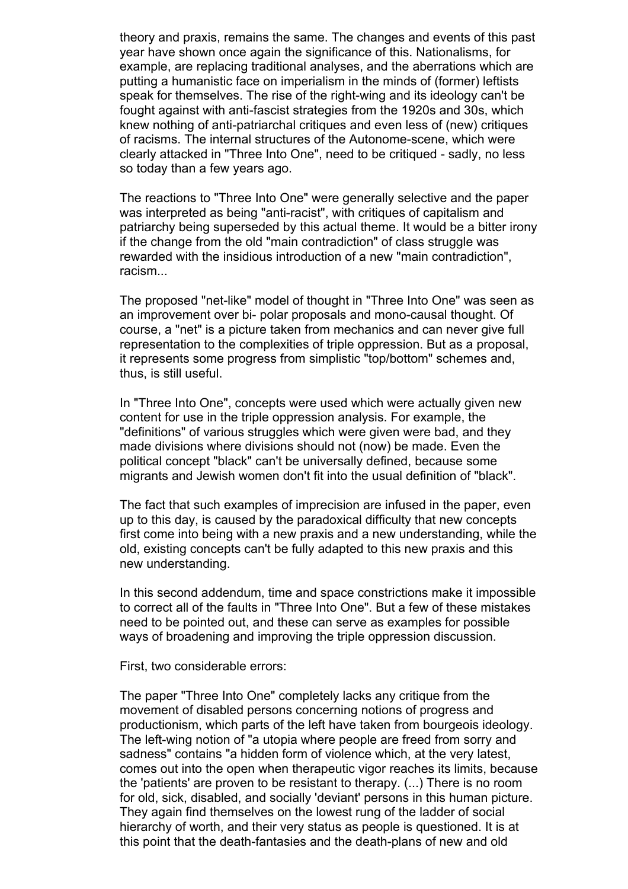theory and praxis, remains the same. The changes and events of this past year have shown once again the significance of this. Nationalisms, for example, are replacing traditional analyses, and the aberrations which are putting a humanistic face on imperialism in the minds of (former) leftists speak for themselves. The rise of the right-wing and its ideology can't be fought against with anti-fascist strategies from the 1920s and 30s, which knew nothing of anti-patriarchal critiques and even less of (new) critiques of racisms. The internal structures of the Autonome-scene, which were clearly attacked in "Three Into One", need to be critiqued - sadly, no less so today than a few years ago.

The reactions to "Three Into One" were generally selective and the paper was interpreted as being "anti-racist", with critiques of capitalism and patriarchy being superseded by this actual theme. It would be a bitter irony if the change from the old "main contradiction" of class struggle was rewarded with the insidious introduction of a new "main contradiction", racism...

The proposed "net-like" model of thought in "Three Into One" was seen as an improvement over bi- polar proposals and mono-causal thought. Of course, a "net" is a picture taken from mechanics and can never give full representation to the complexities of triple oppression. But as a proposal, it represents some progress from simplistic "top/bottom" schemes and, thus, is still useful.

In "Three Into One", concepts were used which were actually given new content for use in the triple oppression analysis. For example, the "definitions" of various struggles which were given were bad, and they made divisions where divisions should not (now) be made. Even the political concept "black" can't be universally defined, because some migrants and Jewish women don't fit into the usual definition of "black".

The fact that such examples of imprecision are infused in the paper, even up to this day, is caused by the paradoxical difficulty that new concepts first come into being with a new praxis and a new understanding, while the old, existing concepts can't be fully adapted to this new praxis and this new understanding.

In this second addendum, time and space constrictions make it impossible to correct all of the faults in "Three Into One". But a few of these mistakes need to be pointed out, and these can serve as examples for possible ways of broadening and improving the triple oppression discussion.

First, two considerable errors:

The paper "Three Into One" completely lacks any critique from the movement of disabled persons concerning notions of progress and productionism, which parts of the left have taken from bourgeois ideology. The left-wing notion of "a utopia where people are freed from sorry and sadness" contains "a hidden form of violence which, at the very latest, comes out into the open when therapeutic vigor reaches its limits, because the 'patients' are proven to be resistant to therapy. (...) There is no room for old, sick, disabled, and socially 'deviant' persons in this human picture. They again find themselves on the lowest rung of the ladder of social hierarchy of worth, and their very status as people is questioned. It is at this point that the death-fantasies and the death-plans of new and old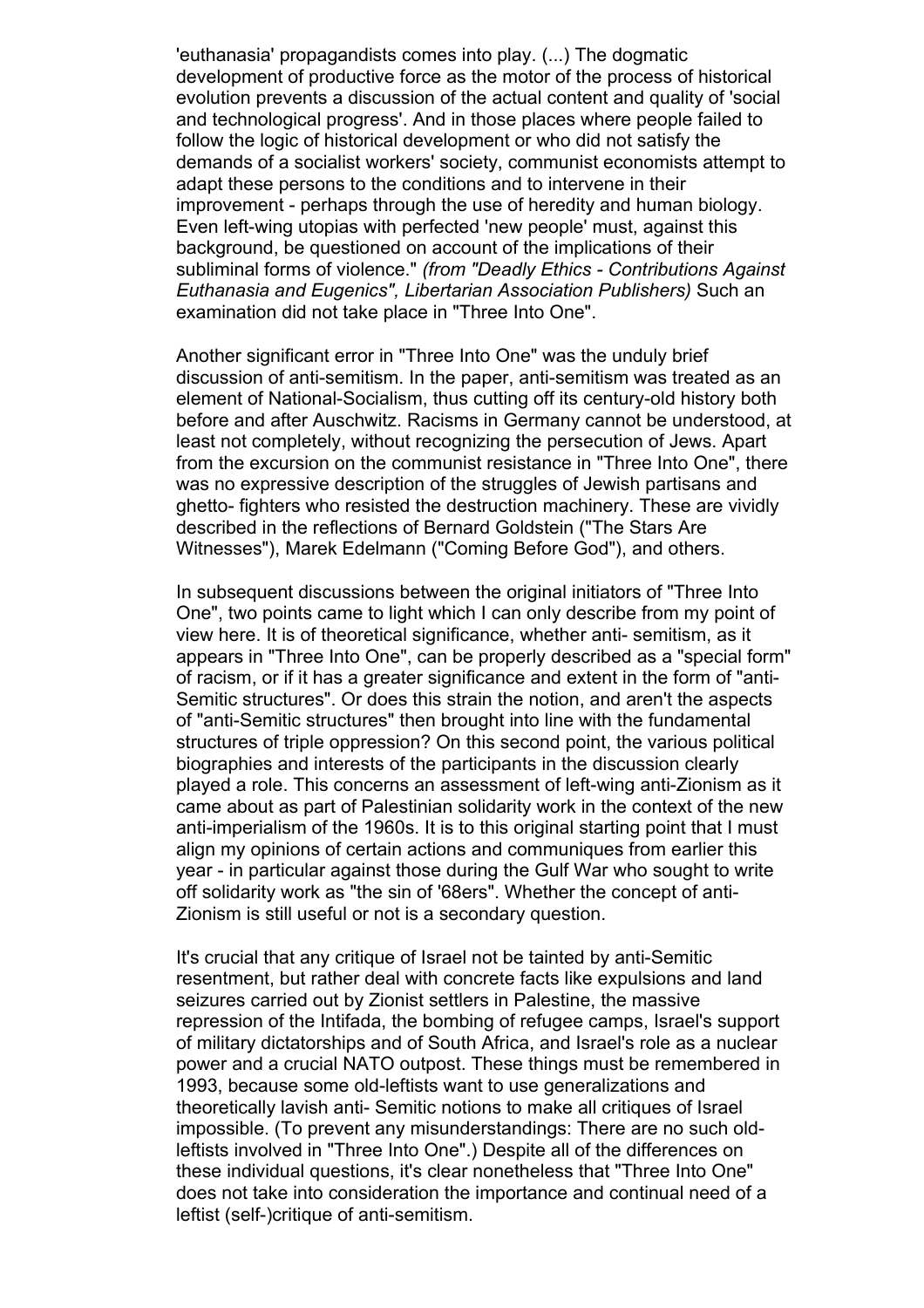'euthanasia' propagandists comes into play. (...) The dogmatic development of productive force as the motor of the process of historical evolution prevents a discussion of the actual content and quality of 'social and technological progress'. And in those places where people failed to follow the logic of historical development or who did not satisfy the demands of a socialist workers' society, communist economists attempt to adapt these persons to the conditions and to intervene in their improvement - perhaps through the use of heredity and human biology. Even left-wing utopias with perfected 'new people' must, against this background, be questioned on account of the implications of their subliminal forms of violence." *(from "Deadly Ethics - Contributions Against Euthanasia and Eugenics", Libertarian Association Publishers)* Such an examination did not take place in "Three Into One".

Another significant error in "Three Into One" was the unduly brief discussion of anti-semitism. In the paper, anti-semitism was treated as an element of National-Socialism, thus cutting off its century-old history both before and after Auschwitz. Racisms in Germany cannot be understood, at least not completely, without recognizing the persecution of Jews. Apart from the excursion on the communist resistance in "Three Into One", there was no expressive description of the struggles of Jewish partisans and ghetto- fighters who resisted the destruction machinery. These are vividly described in the reflections of Bernard Goldstein ("The Stars Are Witnesses"), Marek Edelmann ("Coming Before God"), and others.

In subsequent discussions between the original initiators of "Three Into One", two points came to light which I can only describe from my point of view here. It is of theoretical significance, whether anti- semitism, as it appears in "Three Into One", can be properly described as a "special form" of racism, or if it has a greater significance and extent in the form of "anti-Semitic structures". Or does this strain the notion, and aren't the aspects of "anti-Semitic structures" then brought into line with the fundamental structures of triple oppression? On this second point, the various political biographies and interests of the participants in the discussion clearly played a role. This concerns an assessment of left-wing anti-Zionism as it came about as part of Palestinian solidarity work in the context of the new anti-imperialism of the 1960s. It is to this original starting point that I must align my opinions of certain actions and communiques from earlier this year - in particular against those during the Gulf War who sought to write off solidarity work as "the sin of '68ers". Whether the concept of anti-Zionism is still useful or not is a secondary question.

It's crucial that any critique of Israel not be tainted by anti-Semitic resentment, but rather deal with concrete facts like expulsions and land seizures carried out by Zionist settlers in Palestine, the massive repression of the Intifada, the bombing of refugee camps, Israel's support of military dictatorships and of South Africa, and Israel's role as a nuclear power and a crucial NATO outpost. These things must be remembered in 1993, because some old-leftists want to use generalizations and theoretically lavish anti- Semitic notions to make all critiques of Israel impossible. (To prevent any misunderstandings: There are no such old-leftists involved in "Three Into One".) Despite all of the differences on these individual questions, it's clear nonetheless that "Three Into One" does not take into consideration the importance and continual need of a leftist (self-)critique of anti-semitism.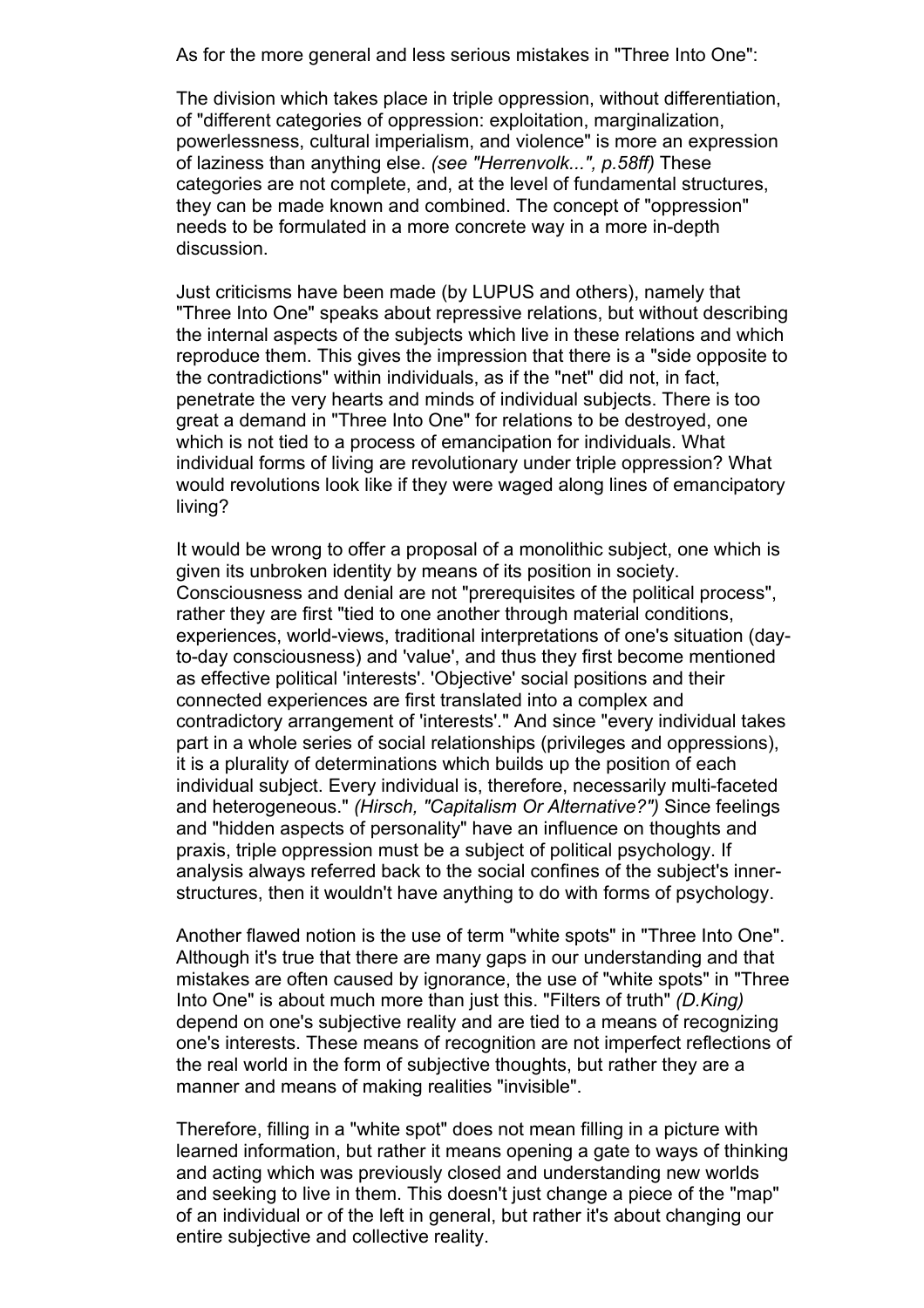As for the more general and less serious mistakes in "Three Into One":

The division which takes place in triple oppression, without differentiation, of "different categories of oppression: exploitation, marginalization, powerlessness, cultural imperialism, and violence" is more an expression of laziness than anything else. *(see "Herrenvolk...", p.58ff)* These categories are not complete, and, at the level of fundamental structures, they can be made known and combined. The concept of "oppression" needs to be formulated in a more concrete way in a more in-depth discussion.

Just criticisms have been made (by LUPUS and others), namely that "Three Into One" speaks about repressive relations, but without describing the internal aspects of the subjects which live in these relations and which reproduce them. This gives the impression that there is a "side opposite to the contradictions" within individuals, as if the "net" did not, in fact, penetrate the very hearts and minds of individual subjects. There is too great a demand in "Three Into One" for relations to be destroyed, one which is not tied to a process of emancipation for individuals. What individual forms of living are revolutionary under triple oppression? What would revolutions look like if they were waged along lines of emancipatory living?

It would be wrong to offer a proposal of a monolithic subject, one which is given its unbroken identity by means of its position in society. Consciousness and denial are not "prerequisites of the political process", rather they are first "tied to one another through material conditions, experiences, world-views, traditional interpretations of one's situation (day-to-day consciousness) and 'value', and thus they first become mentioned as effective political 'interests'. 'Objective' social positions and their connected experiences are first translated into a complex and contradictory arrangement of 'interests'." And since "every individual takes part in a whole series of social relationships (privileges and oppressions), it is a plurality of determinations which builds up the position of each individual subject. Every individual is, therefore, necessarily multi-faceted and heterogeneous." *(Hirsch, "Capitalism Or Alternative?")* Since feelings and "hidden aspects of personality" have an influence on thoughts and praxis, triple oppression must be a subject of political psychology. If analysis always referred back to the social confines of the subject's inner-structures, then it wouldn't have anything to do with forms of psychology.

Another flawed notion is the use of term "white spots" in "Three Into One". Although it's true that there are many gaps in our understanding and that mistakes are often caused by ignorance, the use of "white spots" in "Three Into One" is about much more than just this. "Filters of truth" *(D.King)* depend on one's subjective reality and are tied to a means of recognizing one's interests. These means of recognition are not imperfect reflections of the real world in the form of subjective thoughts, but rather they are a manner and means of making realities "invisible".

Therefore, filling in a "white spot" does not mean filling in a picture with learned information, but rather it means opening a gate to ways of thinking and acting which was previously closed and understanding new worlds and seeking to live in them. This doesn't just change a piece of the "map" of an individual or of the left in general, but rather it's about changing our entire subjective and collective reality.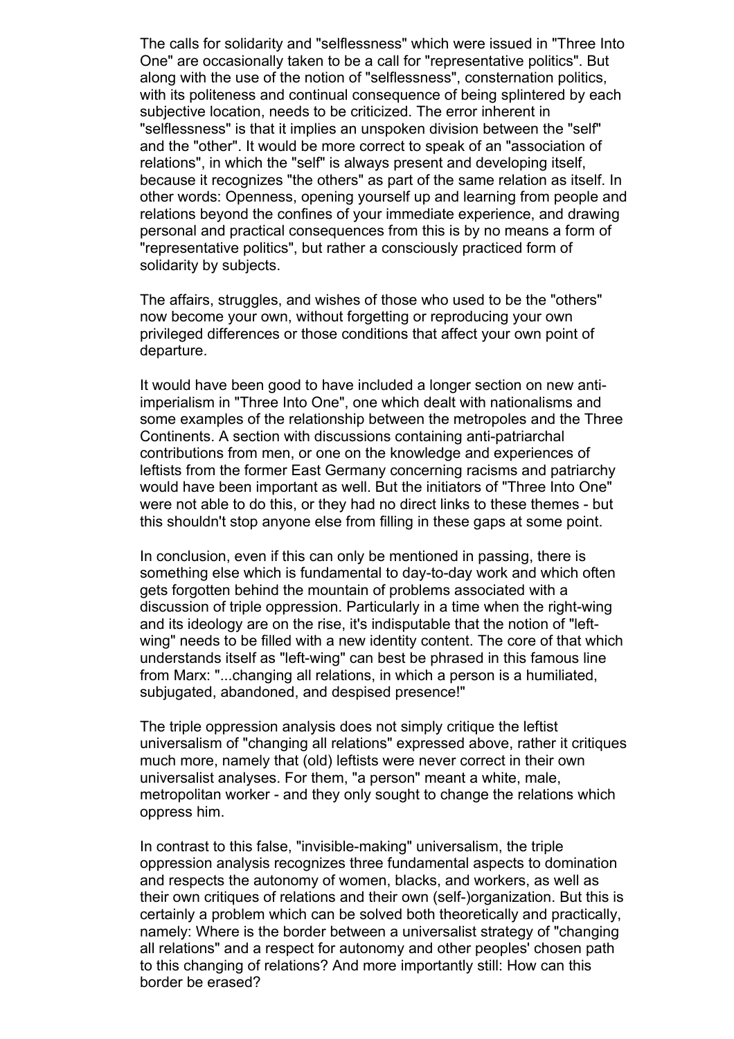The calls for solidarity and "selflessness" which were issued in "Three Into One" are occasionally taken to be a call for "representative politics". But along with the use of the notion of "selflessness", consternation politics, with its politeness and continual consequence of being splintered by each subjective location, needs to be criticized. The error inherent in "selflessness" is that it implies an unspoken division between the "self" and the "other". It would be more correct to speak of an "association of relations", in which the "self" is always present and developing itself, because it recognizes "the others" as part of the same relation as itself. In other words: Openness, opening yourself up and learning from people and relations beyond the confines of your immediate experience, and drawing personal and practical consequences from this is by no means a form of "representative politics", but rather a consciously practiced form of solidarity by subjects.

The affairs, struggles, and wishes of those who used to be the "others" now become your own, without forgetting or reproducing your own privileged differences or those conditions that affect your own point of departure.

It would have been good to have included a longer section on new anti-imperialism in "Three Into One", one which dealt with nationalisms and some examples of the relationship between the metropoles and the Three Continents. A section with discussions containing anti-patriarchal contributions from men, or one on the knowledge and experiences of leftists from the former East Germany concerning racisms and patriarchy would have been important as well. But the initiators of "Three Into One" were not able to do this, or they had no direct links to these themes - but this shouldn't stop anyone else from filling in these gaps at some point.

In conclusion, even if this can only be mentioned in passing, there is something else which is fundamental to day-to-day work and which often gets forgotten behind the mountain of problems associated with a discussion of triple oppression. Particularly in a time when the right-wing and its ideology are on the rise, it's indisputable that the notion of "left-wing" needs to be filled with a new identity content. The core of that which understands itself as "left-wing" can best be phrased in this famous line from Marx: "...changing all relations, in which a person is a humiliated, subjugated, abandoned, and despised presence!"

The triple oppression analysis does not simply critique the leftist universalism of "changing all relations" expressed above, rather it critiques much more, namely that (old) leftists were never correct in their own universalist analyses. For them, "a person" meant a white, male, metropolitan worker - and they only sought to change the relations which oppress him.

In contrast to this false, "invisible-making" universalism, the triple oppression analysis recognizes three fundamental aspects to domination and respects the autonomy of women, blacks, and workers, as well as their own critiques of relations and their own (self-)organization. But this is certainly a problem which can be solved both theoretically and practically, namely: Where is the border between a universalist strategy of "changing all relations" and a respect for autonomy and other peoples' chosen path to this changing of relations? And more importantly still: How can this border be erased?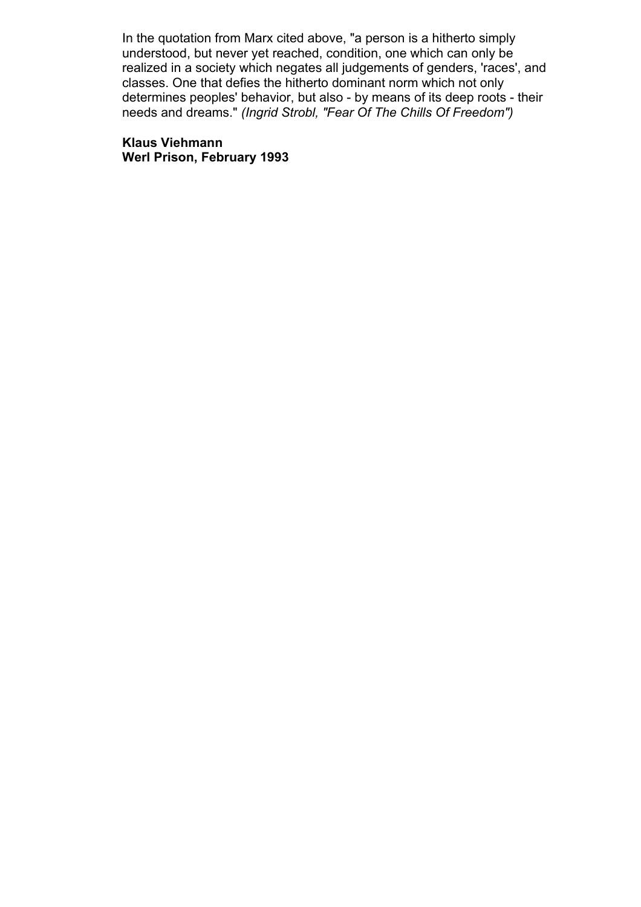In the quotation from Marx cited above, "a person is a hitherto simply understood, but never yet reached, condition, one which can only be realized in a society which negates all judgements of genders, 'races', and classes. One that defies the hitherto dominant norm which not only determines peoples' behavior, but also - by means of its deep roots - their needs and dreams." *(Ingrid Strobl, "Fear Of The Chills Of Freedom")*

**Klaus Viehmann**
**Werl Prison, February 1993**